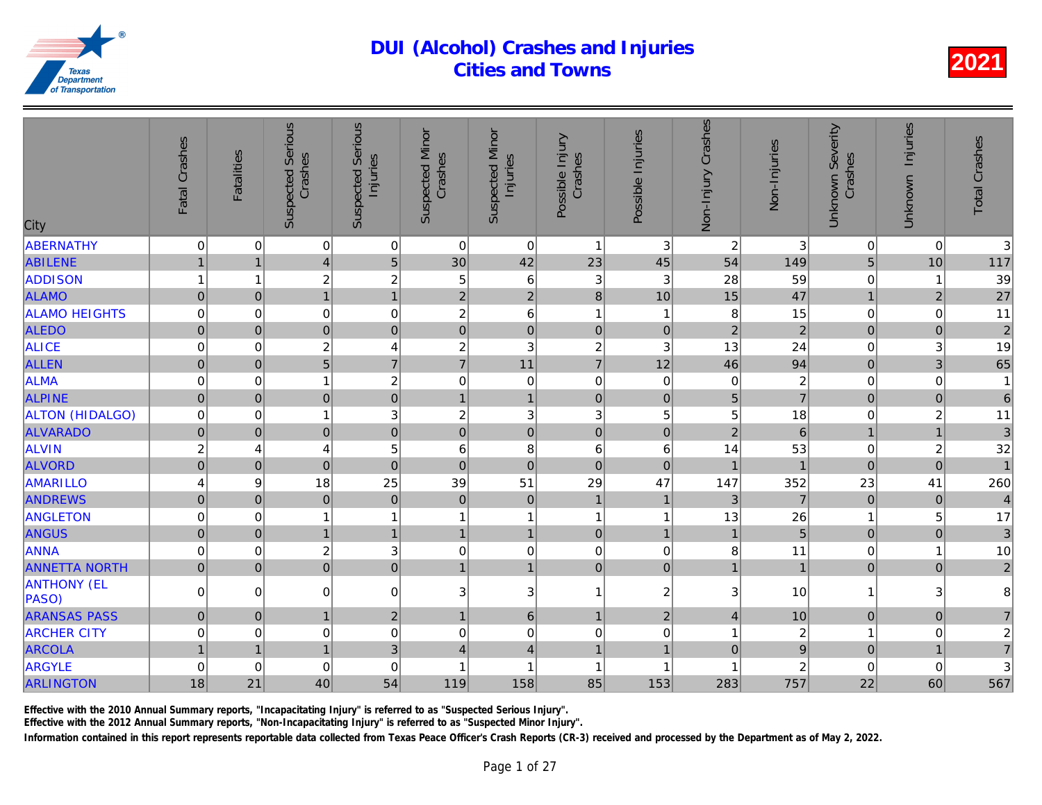# DUI (Alcohol) Crashes and Injuries
## Cities and Towns

**2021**

| City | Fatal Crashes | Fatalities | Suspected Serious Crashes | Suspected Serious Injuries | Suspected Minor Crashes | Suspected Minor Injuries | Possible Injury Crashes | Possible Injuries | Non-Injury Crashes | Non-Injuries | Unknown Severity Crashes | Unknown Injuries | Total Crashes |
|---|---|---|---|---|---|---|---|---|---|---|---|---|---|
| ABERNATHY | 0 | 0 | 0 | 0 | 0 | 0 | 1 | 3 | 2 | 3 | 0 | 0 | 3 |
| ABILENE | 1 | 1 | 4 | 5 | 30 | 42 | 23 | 45 | 54 | 149 | 5 | 10 | 117 |
| ADDISON | 1 | 1 | 2 | 2 | 5 | 6 | 3 | 3 | 28 | 59 | 0 | 1 | 39 |
| ALAMO | 0 | 0 | 1 | 1 | 2 | 2 | 8 | 10 | 15 | 47 | 1 | 2 | 27 |
| ALAMO HEIGHTS | 0 | 0 | 0 | 0 | 2 | 6 | 1 | 1 | 8 | 15 | 0 | 0 | 11 |
| ALEDO | 0 | 0 | 0 | 0 | 0 | 0 | 0 | 0 | 2 | 2 | 0 | 0 | 2 |
| ALICE | 0 | 0 | 2 | 4 | 2 | 3 | 2 | 3 | 13 | 24 | 0 | 3 | 19 |
| ALLEN | 0 | 0 | 5 | 7 | 7 | 11 | 7 | 12 | 46 | 94 | 0 | 3 | 65 |
| ALMA | 0 | 0 | 1 | 2 | 0 | 0 | 0 | 0 | 0 | 2 | 0 | 0 | 1 |
| ALPINE | 0 | 0 | 0 | 0 | 1 | 1 | 0 | 0 | 5 | 7 | 0 | 0 | 6 |
| ALTON (HIDALGO) | 0 | 0 | 1 | 3 | 2 | 3 | 3 | 5 | 5 | 18 | 0 | 2 | 11 |
| ALVARADO | 0 | 0 | 0 | 0 | 0 | 0 | 0 | 0 | 2 | 6 | 1 | 1 | 3 |
| ALVIN | 2 | 4 | 4 | 5 | 6 | 8 | 6 | 6 | 14 | 53 | 0 | 2 | 32 |
| ALVORD | 0 | 0 | 0 | 0 | 0 | 0 | 0 | 0 | 1 | 1 | 0 | 0 | 1 |
| AMARILLO | 4 | 9 | 18 | 25 | 39 | 51 | 29 | 47 | 147 | 352 | 23 | 41 | 260 |
| ANDREWS | 0 | 0 | 0 | 0 | 0 | 0 | 1 | 1 | 3 | 7 | 0 | 0 | 4 |
| ANGLETON | 0 | 0 | 1 | 1 | 1 | 1 | 1 | 1 | 13 | 26 | 1 | 5 | 17 |
| ANGUS | 0 | 0 | 1 | 1 | 1 | 1 | 0 | 1 | 1 | 5 | 0 | 0 | 3 |
| ANNA | 0 | 0 | 2 | 3 | 0 | 0 | 0 | 0 | 8 | 11 | 0 | 1 | 10 |
| ANNETTA NORTH | 0 | 0 | 0 | 0 | 1 | 1 | 0 | 0 | 1 | 1 | 0 | 0 | 2 |
| ANTHONY (EL PASO) | 0 | 0 | 0 | 0 | 3 | 3 | 1 | 2 | 3 | 10 | 1 | 3 | 8 |
| ARANSAS PASS | 0 | 0 | 1 | 2 | 1 | 6 | 1 | 2 | 4 | 10 | 0 | 0 | 7 |
| ARCHER CITY | 0 | 0 | 0 | 0 | 0 | 0 | 0 | 0 | 1 | 2 | 1 | 0 | 2 |
| ARCOLA | 1 | 1 | 1 | 3 | 4 | 4 | 1 | 1 | 0 | 9 | 0 | 1 | 7 |
| ARGYLE | 0 | 0 | 0 | 0 | 1 | 1 | 1 | 1 | 1 | 2 | 0 | 0 | 3 |
| ARLINGTON | 18 | 21 | 40 | 54 | 119 | 158 | 85 | 153 | 283 | 757 | 22 | 60 | 567 |

Effective with the 2010 Annual Summary reports, "Incapacitating Injury" is referred to as "Suspected Serious Injury".

Effective with the 2012 Annual Summary reports, "Non-Incapacitating Injury" is referred to as "Suspected Minor Injury".

Information contained in this report represents reportable data collected from Texas Peace Officer's Crash Reports (CR-3) received and processed by the Department as of May 2, 2022.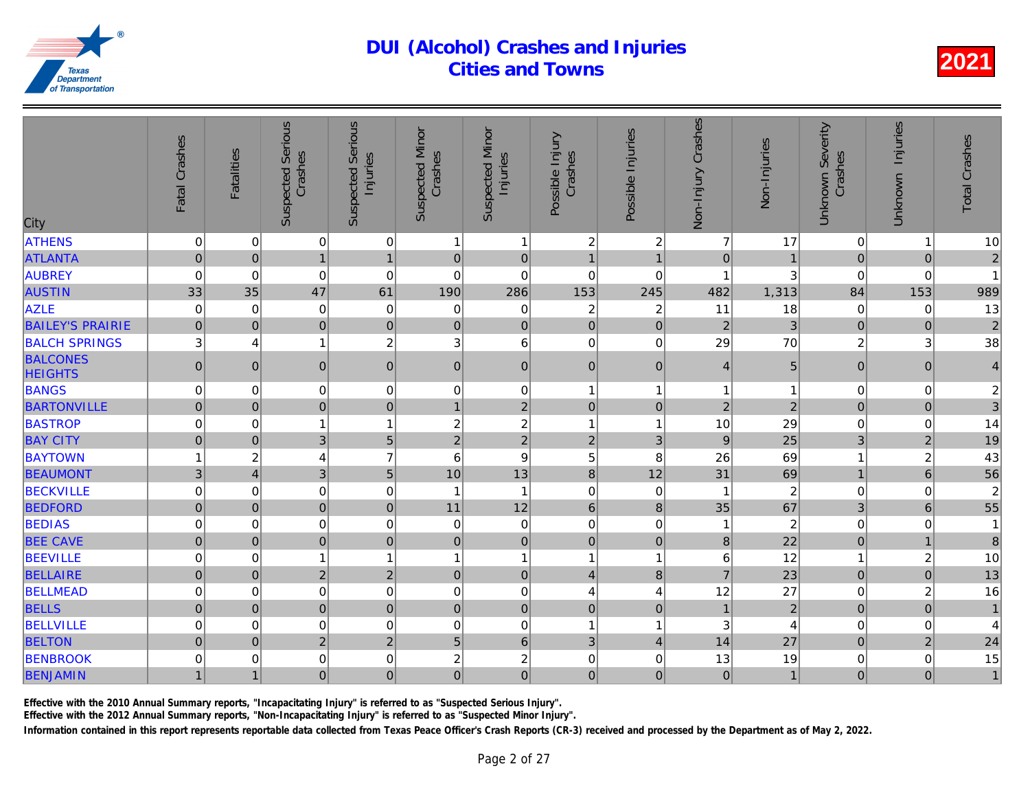# DUI (Alcohol) Crashes and Injuries
## Cities and Towns

**2021**

| City | Fatal Crashes | Fatalities | Suspected Serious Crashes | Suspected Serious Injuries | Suspected Minor Crashes | Suspected Minor Injuries | Possible Injury Crashes | Possible Injuries | Non-Injury Crashes | Non-Injuries | Unknown Severity Crashes | Unknown Injuries | Total Crashes |
|---|---|---|---|---|---|---|---|---|---|---|---|---|---|
| ATHENS | 0 | 0 | 0 | 0 | 1 | 1 | 2 | 2 | 7 | 17 | 0 | 1 | 10 |
| ATLANTA | 0 | 0 | 1 | 1 | 0 | 0 | 1 | 1 | 0 | 1 | 0 | 0 | 2 |
| AUBREY | 0 | 0 | 0 | 0 | 0 | 0 | 0 | 0 | 1 | 3 | 0 | 0 | 1 |
| AUSTIN | 33 | 35 | 47 | 61 | 190 | 286 | 153 | 245 | 482 | 1,313 | 84 | 153 | 989 |
| AZLE | 0 | 0 | 0 | 0 | 0 | 0 | 2 | 2 | 11 | 18 | 0 | 0 | 13 |
| BAILEY'S PRAIRIE | 0 | 0 | 0 | 0 | 0 | 0 | 0 | 0 | 2 | 3 | 0 | 0 | 2 |
| BALCH SPRINGS | 3 | 4 | 1 | 2 | 3 | 6 | 0 | 0 | 29 | 70 | 2 | 3 | 38 |
| BALCONES HEIGHTS | 0 | 0 | 0 | 0 | 0 | 0 | 0 | 0 | 4 | 5 | 0 | 0 | 4 |
| BANGS | 0 | 0 | 0 | 0 | 0 | 0 | 1 | 1 | 1 | 1 | 0 | 0 | 2 |
| BARTONVILLE | 0 | 0 | 0 | 0 | 1 | 2 | 0 | 0 | 2 | 2 | 0 | 0 | 3 |
| BASTROP | 0 | 0 | 1 | 1 | 2 | 2 | 1 | 1 | 10 | 29 | 0 | 0 | 14 |
| BAY CITY | 0 | 0 | 3 | 5 | 2 | 2 | 2 | 3 | 9 | 25 | 3 | 2 | 19 |
| BAYTOWN | 1 | 2 | 4 | 7 | 6 | 9 | 5 | 8 | 26 | 69 | 1 | 2 | 43 |
| BEAUMONT | 3 | 4 | 3 | 5 | 10 | 13 | 8 | 12 | 31 | 69 | 1 | 6 | 56 |
| BECKVILLE | 0 | 0 | 0 | 0 | 1 | 1 | 0 | 0 | 1 | 2 | 0 | 0 | 2 |
| BEDFORD | 0 | 0 | 0 | 0 | 11 | 12 | 6 | 8 | 35 | 67 | 3 | 6 | 55 |
| BEDIAS | 0 | 0 | 0 | 0 | 0 | 0 | 0 | 0 | 1 | 2 | 0 | 0 | 1 |
| BEE CAVE | 0 | 0 | 0 | 0 | 0 | 0 | 0 | 0 | 8 | 22 | 0 | 1 | 8 |
| BEEVILLE | 0 | 0 | 1 | 1 | 1 | 1 | 1 | 1 | 6 | 12 | 1 | 2 | 10 |
| BELLAIRE | 0 | 0 | 2 | 2 | 0 | 0 | 4 | 8 | 7 | 23 | 0 | 0 | 13 |
| BELLMEAD | 0 | 0 | 0 | 0 | 0 | 0 | 4 | 4 | 12 | 27 | 0 | 2 | 16 |
| BELLS | 0 | 0 | 0 | 0 | 0 | 0 | 0 | 0 | 1 | 2 | 0 | 0 | 1 |
| BELLVILLE | 0 | 0 | 0 | 0 | 0 | 0 | 1 | 1 | 3 | 4 | 0 | 0 | 4 |
| BELTON | 0 | 0 | 2 | 2 | 5 | 6 | 3 | 4 | 14 | 27 | 0 | 2 | 24 |
| BENBROOK | 0 | 0 | 0 | 0 | 2 | 2 | 0 | 0 | 13 | 19 | 0 | 0 | 15 |
| BENJAMIN | 1 | 1 | 0 | 0 | 0 | 0 | 0 | 0 | 0 | 1 | 0 | 0 | 1 |

Effective with the 2010 Annual Summary reports, "Incapacitating Injury" is referred to as "Suspected Serious Injury".
Effective with the 2012 Annual Summary reports, "Non-Incapacitating Injury" is referred to as "Suspected Minor Injury".
Information contained in this report represents reportable data collected from Texas Peace Officer's Crash Reports (CR-3) received and processed by the Department as of May 2, 2022.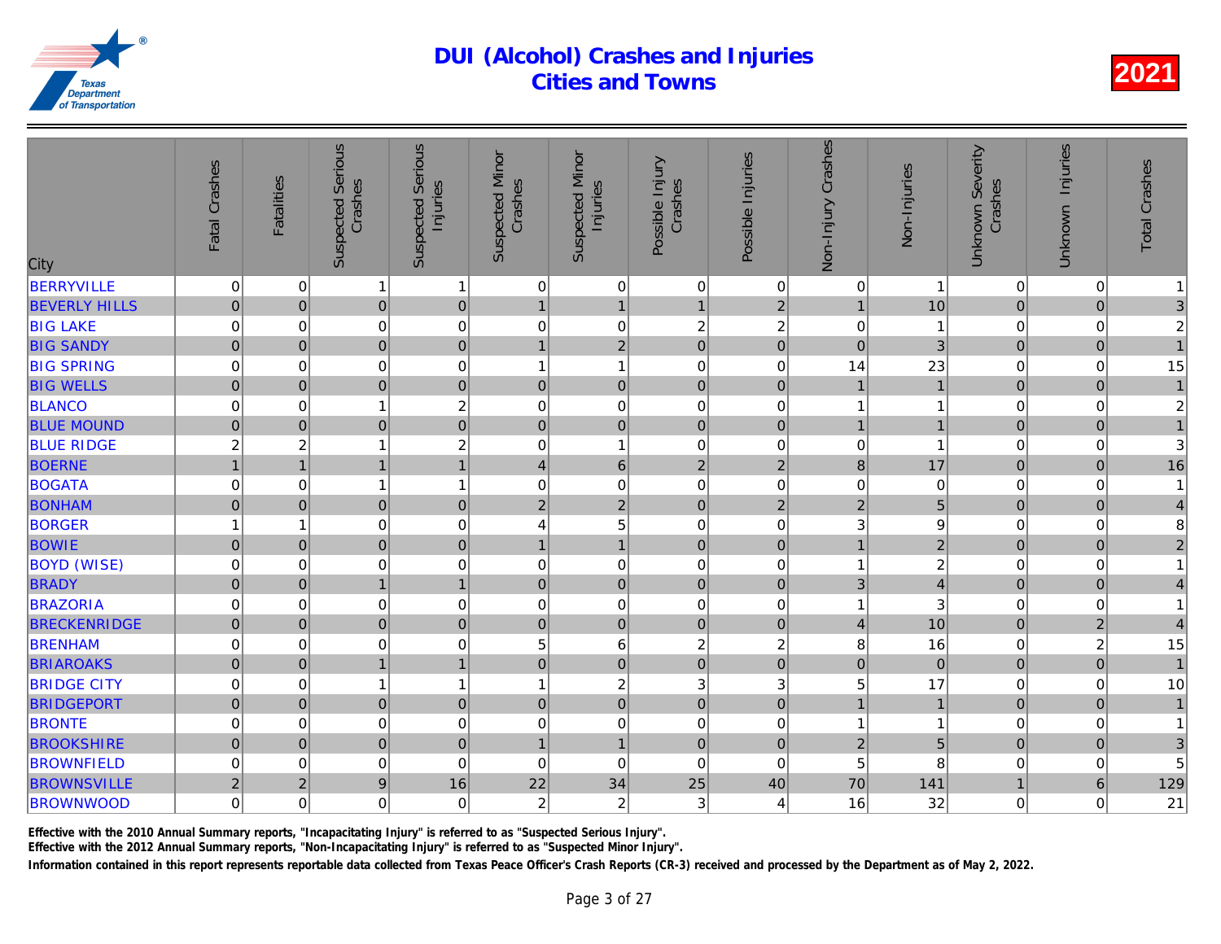# DUI (Alcohol) Crashes and Injuries
## Cities and Towns

**2021**

| City | Fatal Crashes | Fatalities | Suspected Serious Crashes | Suspected Serious Injuries | Suspected Minor Crashes | Suspected Minor Injuries | Possible Injury Crashes | Possible Injuries | Non-Injury Crashes | Non-Injuries | Unknown Severity Crashes | Unknown Injuries | Total Crashes |
|---|---|---|---|---|---|---|---|---|---|---|---|---|---|
| BERRYVILLE | 0 | 0 | 1 | 1 | 0 | 0 | 0 | 0 | 0 | 1 | 0 | 0 | 1 |
| BEVERLY HILLS | 0 | 0 | 0 | 0 | 1 | 1 | 1 | 2 | 1 | 10 | 0 | 0 | 3 |
| BIG LAKE | 0 | 0 | 0 | 0 | 0 | 0 | 2 | 2 | 0 | 1 | 0 | 0 | 2 |
| BIG SANDY | 0 | 0 | 0 | 0 | 1 | 2 | 0 | 0 | 0 | 3 | 0 | 0 | 1 |
| BIG SPRING | 0 | 0 | 0 | 0 | 1 | 1 | 0 | 0 | 14 | 23 | 0 | 0 | 15 |
| BIG WELLS | 0 | 0 | 0 | 0 | 0 | 0 | 0 | 0 | 1 | 1 | 0 | 0 | 1 |
| BLANCO | 0 | 0 | 1 | 2 | 0 | 0 | 0 | 0 | 1 | 1 | 0 | 0 | 2 |
| BLUE MOUND | 0 | 0 | 0 | 0 | 0 | 0 | 0 | 0 | 1 | 1 | 0 | 0 | 1 |
| BLUE RIDGE | 2 | 2 | 1 | 2 | 0 | 1 | 0 | 0 | 0 | 1 | 0 | 0 | 3 |
| BOERNE | 1 | 1 | 1 | 1 | 4 | 6 | 2 | 2 | 8 | 17 | 0 | 0 | 16 |
| BOGATA | 0 | 0 | 1 | 1 | 0 | 0 | 0 | 0 | 0 | 0 | 0 | 0 | 1 |
| BONHAM | 0 | 0 | 0 | 0 | 2 | 2 | 0 | 2 | 2 | 5 | 0 | 0 | 4 |
| BORGER | 1 | 1 | 0 | 0 | 4 | 5 | 0 | 0 | 3 | 9 | 0 | 0 | 8 |
| BOWIE | 0 | 0 | 0 | 0 | 1 | 1 | 0 | 0 | 1 | 2 | 0 | 0 | 2 |
| BOYD (WISE) | 0 | 0 | 0 | 0 | 0 | 0 | 0 | 0 | 1 | 2 | 0 | 0 | 1 |
| BRADY | 0 | 0 | 1 | 1 | 0 | 0 | 0 | 0 | 3 | 4 | 0 | 0 | 4 |
| BRAZORIA | 0 | 0 | 0 | 0 | 0 | 0 | 0 | 0 | 1 | 3 | 0 | 0 | 1 |
| BRECKENRIDGE | 0 | 0 | 0 | 0 | 0 | 0 | 0 | 0 | 4 | 10 | 0 | 2 | 4 |
| BRENHAM | 0 | 0 | 0 | 0 | 5 | 6 | 2 | 2 | 8 | 16 | 0 | 2 | 15 |
| BRIAROAKS | 0 | 0 | 1 | 1 | 0 | 0 | 0 | 0 | 0 | 0 | 0 | 0 | 1 |
| BRIDGE CITY | 0 | 0 | 1 | 1 | 1 | 2 | 3 | 3 | 5 | 17 | 0 | 0 | 10 |
| BRIDGEPORT | 0 | 0 | 0 | 0 | 0 | 0 | 0 | 0 | 1 | 1 | 0 | 0 | 1 |
| BRONTE | 0 | 0 | 0 | 0 | 0 | 0 | 0 | 0 | 1 | 1 | 0 | 0 | 1 |
| BROOKSHIRE | 0 | 0 | 0 | 0 | 1 | 1 | 0 | 0 | 2 | 5 | 0 | 0 | 3 |
| BROWNFIELD | 0 | 0 | 0 | 0 | 0 | 0 | 0 | 0 | 5 | 8 | 0 | 0 | 5 |
| BROWNSVILLE | 2 | 2 | 9 | 16 | 22 | 34 | 25 | 40 | 70 | 141 | 1 | 6 | 129 |
| BROWNWOOD | 0 | 0 | 0 | 0 | 2 | 2 | 3 | 4 | 16 | 32 | 0 | 0 | 21 |

Effective with the 2010 Annual Summary reports, "Incapacitating Injury" is referred to as "Suspected Serious Injury".

Effective with the 2012 Annual Summary reports, "Non-Incapacitating Injury" is referred to as "Suspected Minor Injury".

Information contained in this report represents reportable data collected from Texas Peace Officer's Crash Reports (CR-3) received and processed by the Department as of May 2, 2022.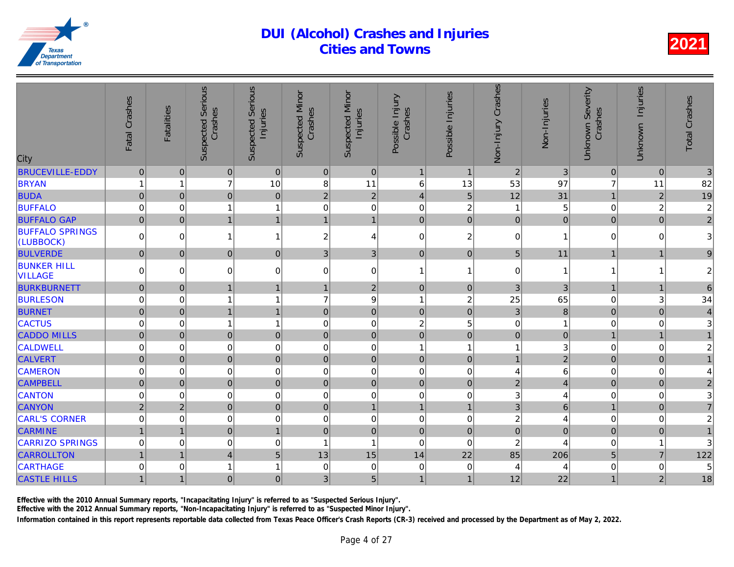# DUI (Alcohol) Crashes and Injuries
## Cities and Towns

2021

| City | Fatal Crashes | Fatalities | Suspected Serious Crashes | Suspected Serious Injuries | Suspected Minor Crashes | Suspected Minor Injuries | Possible Injury Crashes | Possible Injuries | Non-Injury Crashes | Non-Injuries | Unknown Severity Crashes | Unknown Injuries | Total Crashes |
|---|---|---|---|---|---|---|---|---|---|---|---|---|---|
| BRUCEVILLE-EDDY | 0 | 0 | 0 | 0 | 0 | 0 | 1 | 1 | 2 | 3 | 0 | 0 | 3 |
| BRYAN | 1 | 1 | 7 | 10 | 8 | 11 | 6 | 13 | 53 | 97 | 7 | 11 | 82 |
| BUDA | 0 | 0 | 0 | 0 | 2 | 2 | 4 | 5 | 12 | 31 | 1 | 2 | 19 |
| BUFFALO | 0 | 0 | 1 | 1 | 0 | 0 | 0 | 2 | 1 | 5 | 0 | 2 | 2 |
| BUFFALO GAP | 0 | 0 | 1 | 1 | 1 | 1 | 0 | 0 | 0 | 0 | 0 | 0 | 2 |
| BUFFALO SPRINGS (LUBBOCK) | 0 | 0 | 1 | 1 | 2 | 4 | 0 | 2 | 0 | 1 | 0 | 0 | 3 |
| BULVERDE | 0 | 0 | 0 | 0 | 3 | 3 | 0 | 0 | 5 | 11 | 1 | 1 | 9 |
| BUNKER HILL VILLAGE | 0 | 0 | 0 | 0 | 0 | 0 | 1 | 1 | 0 | 1 | 1 | 1 | 2 |
| BURKBURNETT | 0 | 0 | 1 | 1 | 1 | 2 | 0 | 0 | 3 | 3 | 1 | 1 | 6 |
| BURLESON | 0 | 0 | 1 | 1 | 7 | 9 | 1 | 2 | 25 | 65 | 0 | 3 | 34 |
| BURNET | 0 | 0 | 1 | 1 | 0 | 0 | 0 | 0 | 3 | 8 | 0 | 0 | 4 |
| CACTUS | 0 | 0 | 1 | 1 | 0 | 0 | 2 | 5 | 0 | 1 | 0 | 0 | 3 |
| CADDO MILLS | 0 | 0 | 0 | 0 | 0 | 0 | 0 | 0 | 0 | 0 | 1 | 1 | 1 |
| CALDWELL | 0 | 0 | 0 | 0 | 0 | 0 | 1 | 1 | 1 | 3 | 0 | 0 | 2 |
| CALVERT | 0 | 0 | 0 | 0 | 0 | 0 | 0 | 0 | 1 | 2 | 0 | 0 | 1 |
| CAMERON | 0 | 0 | 0 | 0 | 0 | 0 | 0 | 0 | 4 | 6 | 0 | 0 | 4 |
| CAMPBELL | 0 | 0 | 0 | 0 | 0 | 0 | 0 | 0 | 2 | 4 | 0 | 0 | 2 |
| CANTON | 0 | 0 | 0 | 0 | 0 | 0 | 0 | 0 | 3 | 4 | 0 | 0 | 3 |
| CANYON | 2 | 2 | 0 | 0 | 0 | 1 | 1 | 1 | 3 | 6 | 1 | 0 | 7 |
| CARL'S CORNER | 0 | 0 | 0 | 0 | 0 | 0 | 0 | 0 | 2 | 4 | 0 | 0 | 2 |
| CARMINE | 1 | 1 | 0 | 1 | 0 | 0 | 0 | 0 | 0 | 0 | 0 | 0 | 1 |
| CARRIZO SPRINGS | 0 | 0 | 0 | 0 | 1 | 1 | 0 | 0 | 2 | 4 | 0 | 1 | 3 |
| CARROLLTON | 1 | 1 | 4 | 5 | 13 | 15 | 14 | 22 | 85 | 206 | 5 | 7 | 122 |
| CARTHAGE | 0 | 0 | 1 | 1 | 0 | 0 | 0 | 0 | 4 | 4 | 0 | 0 | 5 |
| CASTLE HILLS | 1 | 1 | 0 | 0 | 3 | 5 | 1 | 1 | 12 | 22 | 1 | 2 | 18 |

Effective with the 2010 Annual Summary reports, "Incapacitating Injury" is referred to as "Suspected Serious Injury".

Effective with the 2012 Annual Summary reports, "Non-Incapacitating Injury" is referred to as "Suspected Minor Injury".

Information contained in this report represents reportable data collected from Texas Peace Officer's Crash Reports (CR-3) received and processed by the Department as of May 2, 2022.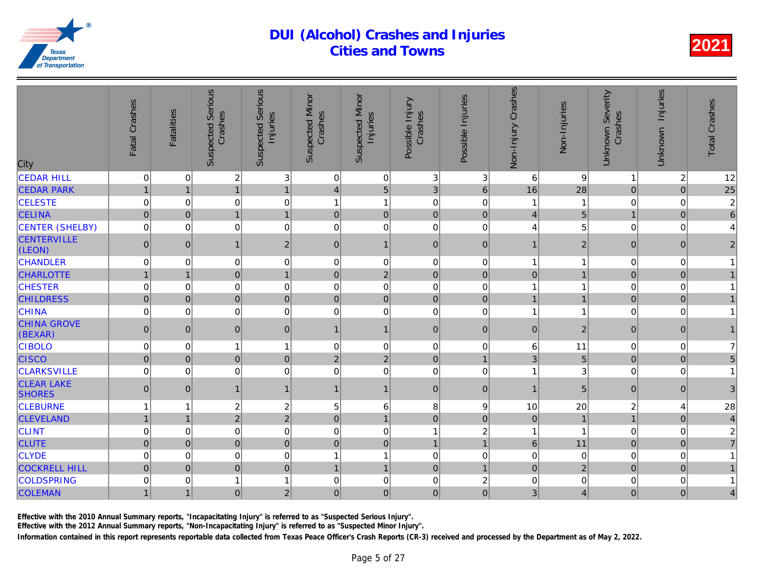# DUI (Alcohol) Crashes and Injuries
## Cities and Towns

2021

| City | Fatal Crashes | Fatalities | Suspected Serious Crashes | Suspected Serious Injuries | Suspected Minor Crashes | Suspected Minor Injuries | Possible Injury Crashes | Possible Injuries | Non-Injury Crashes | Non-Injuries | Unknown Severity Crashes | Unknown Injuries | Total Crashes |
|---|---|---|---|---|---|---|---|---|---|---|---|---|---|
| CEDAR HILL | 0 | 0 | 2 | 3 | 0 | 0 | 3 | 3 | 6 | 9 | 1 | 2 | 12 |
| CEDAR PARK | 1 | 1 | 1 | 1 | 4 | 5 | 3 | 6 | 16 | 28 | 0 | 0 | 25 |
| CELESTE | 0 | 0 | 0 | 0 | 1 | 1 | 0 | 0 | 1 | 1 | 0 | 0 | 2 |
| CELINA | 0 | 0 | 1 | 1 | 0 | 0 | 0 | 0 | 4 | 5 | 1 | 0 | 6 |
| CENTER (SHELBY) | 0 | 0 | 0 | 0 | 0 | 0 | 0 | 0 | 4 | 5 | 0 | 0 | 4 |
| CENTERVILLE (LEON) | 0 | 0 | 1 | 2 | 0 | 1 | 0 | 0 | 1 | 2 | 0 | 0 | 2 |
| CHANDLER | 0 | 0 | 0 | 0 | 0 | 0 | 0 | 0 | 1 | 1 | 0 | 0 | 1 |
| CHARLOTTE | 1 | 1 | 0 | 1 | 0 | 2 | 0 | 0 | 0 | 1 | 0 | 0 | 1 |
| CHESTER | 0 | 0 | 0 | 0 | 0 | 0 | 0 | 0 | 1 | 1 | 0 | 0 | 1 |
| CHILDRESS | 0 | 0 | 0 | 0 | 0 | 0 | 0 | 0 | 1 | 1 | 0 | 0 | 1 |
| CHINA | 0 | 0 | 0 | 0 | 0 | 0 | 0 | 0 | 1 | 1 | 0 | 0 | 1 |
| CHINA GROVE (BEXAR) | 0 | 0 | 0 | 0 | 1 | 1 | 0 | 0 | 0 | 2 | 0 | 0 | 1 |
| CIBOLO | 0 | 0 | 1 | 1 | 0 | 0 | 0 | 0 | 6 | 11 | 0 | 0 | 7 |
| CISCO | 0 | 0 | 0 | 0 | 2 | 2 | 0 | 1 | 3 | 5 | 0 | 0 | 5 |
| CLARKSVILLE | 0 | 0 | 0 | 0 | 0 | 0 | 0 | 0 | 1 | 3 | 0 | 0 | 1 |
| CLEAR LAKE SHORES | 0 | 0 | 1 | 1 | 1 | 1 | 0 | 0 | 1 | 5 | 0 | 0 | 3 |
| CLEBURNE | 1 | 1 | 2 | 2 | 5 | 6 | 8 | 9 | 10 | 20 | 2 | 4 | 28 |
| CLEVELAND | 1 | 1 | 2 | 2 | 0 | 1 | 0 | 0 | 0 | 1 | 1 | 0 | 4 |
| CLINT | 0 | 0 | 0 | 0 | 0 | 0 | 1 | 2 | 1 | 1 | 0 | 0 | 2 |
| CLUTE | 0 | 0 | 0 | 0 | 0 | 0 | 1 | 1 | 6 | 11 | 0 | 0 | 7 |
| CLYDE | 0 | 0 | 0 | 0 | 1 | 1 | 0 | 0 | 0 | 0 | 0 | 0 | 1 |
| COCKRELL HILL | 0 | 0 | 0 | 0 | 1 | 1 | 0 | 1 | 0 | 2 | 0 | 0 | 1 |
| COLDSPRING | 0 | 0 | 1 | 1 | 0 | 0 | 0 | 2 | 0 | 0 | 0 | 0 | 1 |
| COLEMAN | 1 | 1 | 0 | 2 | 0 | 0 | 0 | 0 | 3 | 4 | 0 | 0 | 4 |

Effective with the 2010 Annual Summary reports, "Incapacitating Injury" is referred to as "Suspected Serious Injury".

Effective with the 2012 Annual Summary reports, "Non-Incapacitating Injury" is referred to as "Suspected Minor Injury".

Information contained in this report represents reportable data collected from Texas Peace Officer's Crash Reports (CR-3) received and processed by the Department as of May 2, 2022.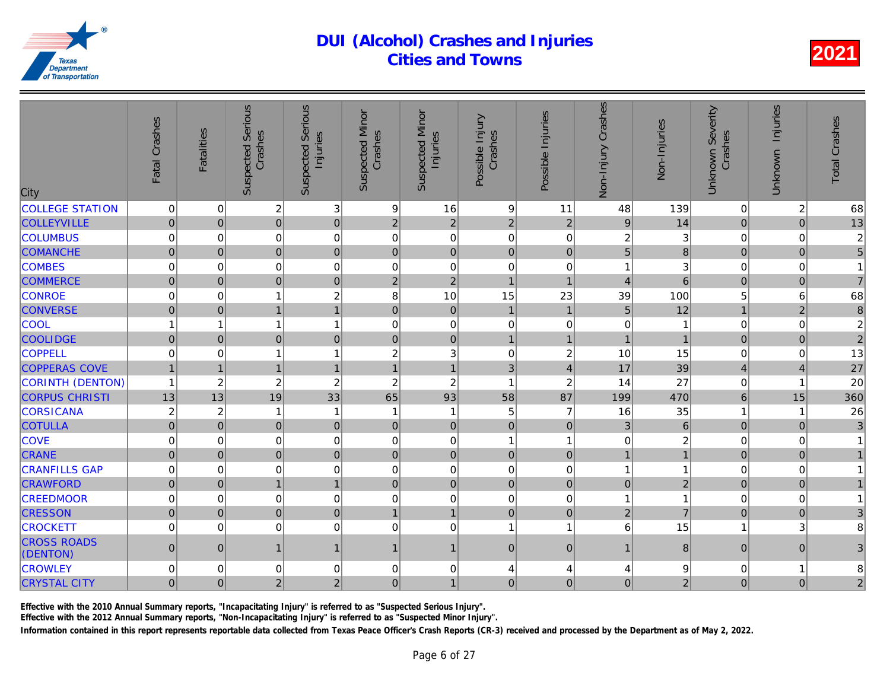# DUI (Alcohol) Crashes and Injuries Cities and Towns

2021

| City | Fatal Crashes | Fatalities | Suspected Serious Crashes | Suspected Serious Injuries | Suspected Minor Crashes | Suspected Minor Injuries | Possible Injury Crashes | Possible Injuries | Non-Injury Crashes | Non-Injuries | Unknown Severity Crashes | Unknown Injuries | Total Crashes |
|---|---|---|---|---|---|---|---|---|---|---|---|---|---|
| COLLEGE STATION | 0 | 0 | 2 | 3 | 9 | 16 | 9 | 11 | 48 | 139 | 0 | 2 | 68 |
| COLLEYVILLE | 0 | 0 | 0 | 0 | 2 | 2 | 2 | 2 | 9 | 14 | 0 | 0 | 13 |
| COLUMBUS | 0 | 0 | 0 | 0 | 0 | 0 | 0 | 0 | 2 | 3 | 0 | 0 | 2 |
| COMANCHE | 0 | 0 | 0 | 0 | 0 | 0 | 0 | 0 | 5 | 8 | 0 | 0 | 5 |
| COMBES | 0 | 0 | 0 | 0 | 0 | 0 | 0 | 0 | 1 | 3 | 0 | 0 | 1 |
| COMMERCE | 0 | 0 | 0 | 0 | 2 | 2 | 1 | 1 | 4 | 6 | 0 | 0 | 7 |
| CONROE | 0 | 0 | 1 | 2 | 8 | 10 | 15 | 23 | 39 | 100 | 5 | 6 | 68 |
| CONVERSE | 0 | 0 | 1 | 1 | 0 | 0 | 1 | 1 | 5 | 12 | 1 | 2 | 8 |
| COOL | 1 | 1 | 1 | 1 | 0 | 0 | 0 | 0 | 0 | 1 | 0 | 0 | 2 |
| COOLIDGE | 0 | 0 | 0 | 0 | 0 | 0 | 1 | 1 | 1 | 1 | 0 | 0 | 2 |
| COPPELL | 0 | 0 | 1 | 1 | 2 | 3 | 0 | 2 | 10 | 15 | 0 | 0 | 13 |
| COPPERAS COVE | 1 | 1 | 1 | 1 | 1 | 1 | 3 | 4 | 17 | 39 | 4 | 4 | 27 |
| CORINTH (DENTON) | 1 | 2 | 2 | 2 | 2 | 2 | 1 | 2 | 14 | 27 | 0 | 1 | 20 |
| CORPUS CHRISTI | 13 | 13 | 19 | 33 | 65 | 93 | 58 | 87 | 199 | 470 | 6 | 15 | 360 |
| CORSICANA | 2 | 2 | 1 | 1 | 1 | 1 | 5 | 7 | 16 | 35 | 1 | 1 | 26 |
| COTULLA | 0 | 0 | 0 | 0 | 0 | 0 | 0 | 0 | 3 | 6 | 0 | 0 | 3 |
| COVE | 0 | 0 | 0 | 0 | 0 | 0 | 1 | 1 | 0 | 2 | 0 | 0 | 1 |
| CRANE | 0 | 0 | 0 | 0 | 0 | 0 | 0 | 0 | 1 | 1 | 0 | 0 | 1 |
| CRANFILLS GAP | 0 | 0 | 0 | 0 | 0 | 0 | 0 | 0 | 1 | 1 | 0 | 0 | 1 |
| CRAWFORD | 0 | 0 | 1 | 1 | 0 | 0 | 0 | 0 | 0 | 2 | 0 | 0 | 1 |
| CREEDMOOR | 0 | 0 | 0 | 0 | 0 | 0 | 0 | 0 | 1 | 1 | 0 | 0 | 1 |
| CRESSON | 0 | 0 | 0 | 0 | 1 | 1 | 0 | 0 | 2 | 7 | 0 | 0 | 3 |
| CROCKETT | 0 | 0 | 0 | 0 | 0 | 0 | 1 | 1 | 6 | 15 | 1 | 3 | 8 |
| CROSS ROADS (DENTON) | 0 | 0 | 1 | 1 | 1 | 1 | 0 | 0 | 1 | 8 | 0 | 0 | 3 |
| CROWLEY | 0 | 0 | 0 | 0 | 0 | 0 | 4 | 4 | 4 | 9 | 0 | 1 | 8 |
| CRYSTAL CITY | 0 | 0 | 2 | 2 | 0 | 1 | 0 | 0 | 0 | 2 | 0 | 0 | 2 |

Effective with the 2010 Annual Summary reports, "Incapacitating Injury" is referred to as "Suspected Serious Injury".

Effective with the 2012 Annual Summary reports, "Non-Incapacitating Injury" is referred to as "Suspected Minor Injury".

Information contained in this report represents reportable data collected from Texas Peace Officer's Crash Reports (CR-3) received and processed by the Department as of May 2, 2022.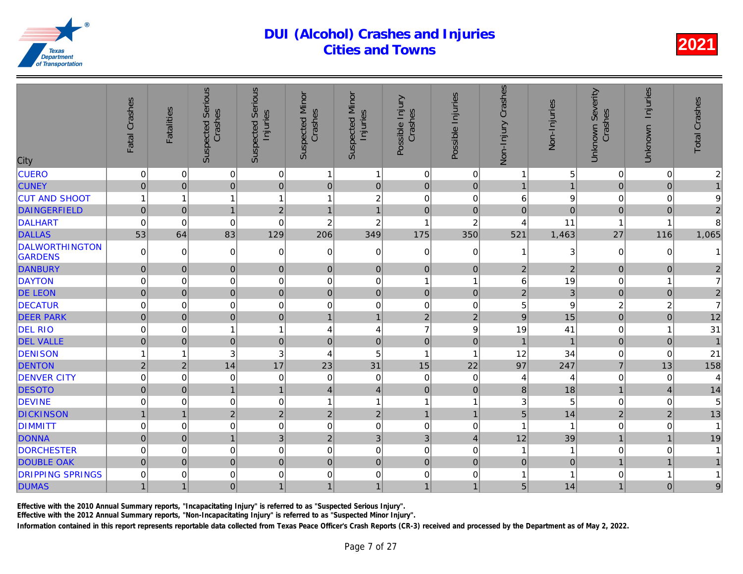# DUI (Alcohol) Crashes and Injuries Cities and Towns

**2021**

| City | Fatal Crashes | Fatalities | Suspected Serious Crashes | Suspected Serious Injuries | Suspected Minor Crashes | Suspected Minor Injuries | Possible Injury Crashes | Possible Injuries | Non-Injury Crashes | Non-Injuries | Unknown Severity Crashes | Unknown Injuries | Total Crashes |
|---|---|---|---|---|---|---|---|---|---|---|---|---|---|
| CUERO | 0 | 0 | 0 | 0 | 1 | 1 | 0 | 0 | 1 | 5 | 0 | 0 | 2 |
| CUNEY | 0 | 0 | 0 | 0 | 0 | 0 | 0 | 0 | 1 | 1 | 0 | 0 | 1 |
| CUT AND SHOOT | 1 | 1 | 1 | 1 | 1 | 2 | 0 | 0 | 6 | 9 | 0 | 0 | 9 |
| DAINGERFIELD | 0 | 0 | 1 | 2 | 1 | 1 | 0 | 0 | 0 | 0 | 0 | 0 | 2 |
| DALHART | 0 | 0 | 0 | 0 | 2 | 2 | 1 | 2 | 4 | 11 | 1 | 1 | 8 |
| DALLAS | 53 | 64 | 83 | 129 | 206 | 349 | 175 | 350 | 521 | 1,463 | 27 | 116 | 1,065 |
| DALWORTHINGTON GARDENS | 0 | 0 | 0 | 0 | 0 | 0 | 0 | 0 | 1 | 3 | 0 | 0 | 1 |
| DANBURY | 0 | 0 | 0 | 0 | 0 | 0 | 0 | 0 | 2 | 2 | 0 | 0 | 2 |
| DAYTON | 0 | 0 | 0 | 0 | 0 | 0 | 1 | 1 | 6 | 19 | 0 | 1 | 7 |
| DE LEON | 0 | 0 | 0 | 0 | 0 | 0 | 0 | 0 | 2 | 3 | 0 | 0 | 2 |
| DECATUR | 0 | 0 | 0 | 0 | 0 | 0 | 0 | 0 | 5 | 9 | 2 | 2 | 7 |
| DEER PARK | 0 | 0 | 0 | 0 | 1 | 1 | 2 | 2 | 9 | 15 | 0 | 0 | 12 |
| DEL RIO | 0 | 0 | 1 | 1 | 4 | 4 | 7 | 9 | 19 | 41 | 0 | 1 | 31 |
| DEL VALLE | 0 | 0 | 0 | 0 | 0 | 0 | 0 | 0 | 1 | 1 | 0 | 0 | 1 |
| DENISON | 1 | 1 | 3 | 3 | 4 | 5 | 1 | 1 | 12 | 34 | 0 | 0 | 21 |
| DENTON | 2 | 2 | 14 | 17 | 23 | 31 | 15 | 22 | 97 | 247 | 7 | 13 | 158 |
| DENVER CITY | 0 | 0 | 0 | 0 | 0 | 0 | 0 | 0 | 4 | 4 | 0 | 0 | 4 |
| DESOTO | 0 | 0 | 1 | 1 | 4 | 4 | 0 | 0 | 8 | 18 | 1 | 4 | 14 |
| DEVINE | 0 | 0 | 0 | 0 | 1 | 1 | 1 | 1 | 3 | 5 | 0 | 0 | 5 |
| DICKINSON | 1 | 1 | 2 | 2 | 2 | 2 | 1 | 1 | 5 | 14 | 2 | 2 | 13 |
| DIMMITT | 0 | 0 | 0 | 0 | 0 | 0 | 0 | 0 | 1 | 1 | 0 | 0 | 1 |
| DONNA | 0 | 0 | 1 | 3 | 2 | 3 | 3 | 4 | 12 | 39 | 1 | 1 | 19 |
| DORCHESTER | 0 | 0 | 0 | 0 | 0 | 0 | 0 | 0 | 1 | 1 | 0 | 0 | 1 |
| DOUBLE OAK | 0 | 0 | 0 | 0 | 0 | 0 | 0 | 0 | 0 | 0 | 1 | 1 | 1 |
| DRIPPING SPRINGS | 0 | 0 | 0 | 0 | 0 | 0 | 0 | 0 | 1 | 1 | 0 | 1 | 1 |
| DUMAS | 1 | 1 | 0 | 1 | 1 | 1 | 1 | 1 | 5 | 14 | 1 | 0 | 9 |

Effective with the 2010 Annual Summary reports, "Incapacitating Injury" is referred to as "Suspected Serious Injury".

Effective with the 2012 Annual Summary reports, "Non-Incapacitating Injury" is referred to as "Suspected Minor Injury".

Information contained in this report represents reportable data collected from Texas Peace Officer's Crash Reports (CR-3) received and processed by the Department as of May 2, 2022.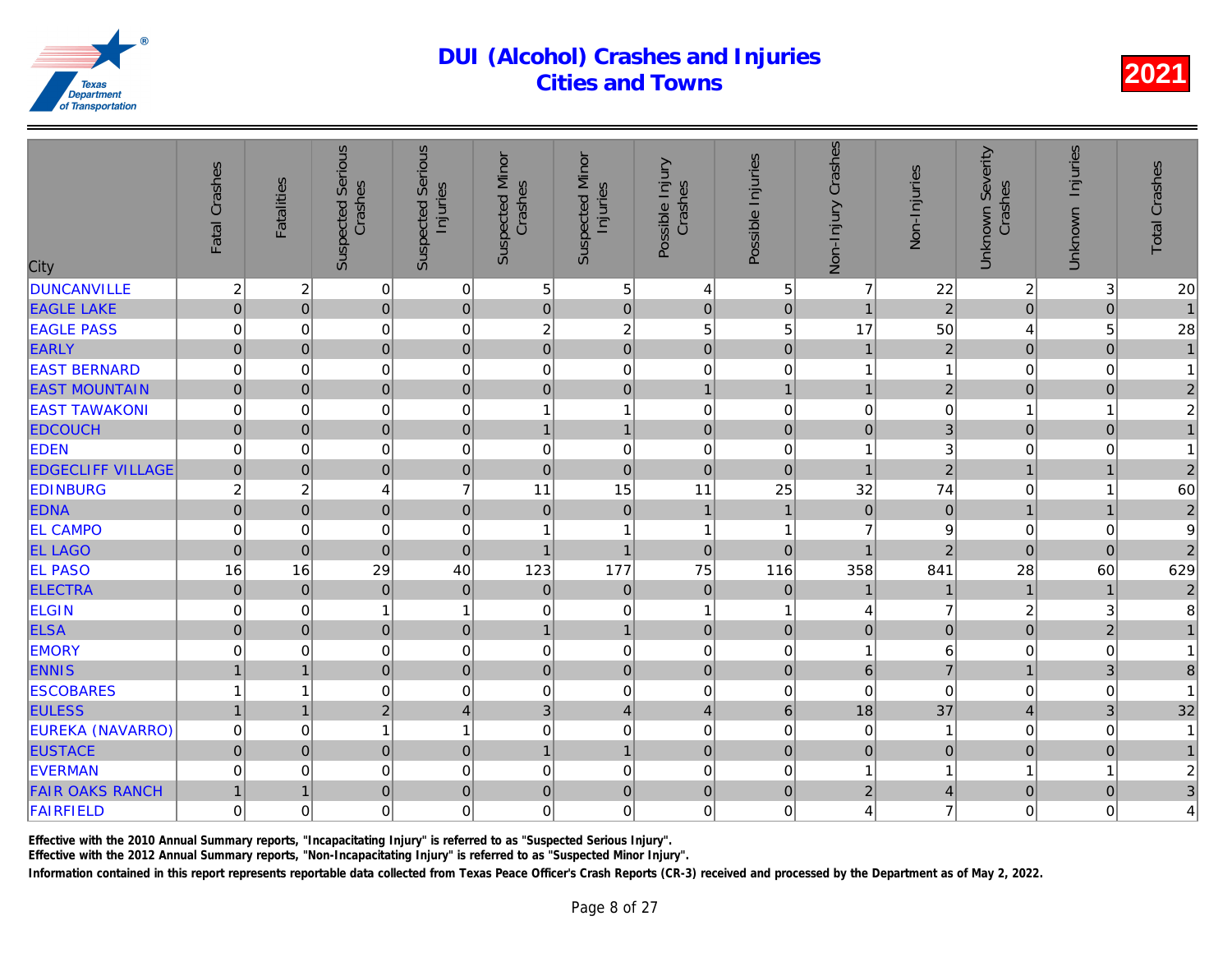# DUI (Alcohol) Crashes and Injuries
## Cities and Towns

2021

| City | Fatal Crashes | Fatalities | Suspected Serious Crashes | Suspected Serious Injuries | Suspected Minor Crashes | Suspected Minor Injuries | Possible Injury Crashes | Possible Injuries | Non-Injury Crashes | Non-Injuries | Unknown Severity Crashes | Unknown Injuries | Total Crashes |
|---|---|---|---|---|---|---|---|---|---|---|---|---|---|
| DUNCANVILLE | 2 | 2 | 0 | 0 | 5 | 5 | 4 | 5 | 7 | 22 | 2 | 3 | 20 |
| EAGLE LAKE | 0 | 0 | 0 | 0 | 0 | 0 | 0 | 0 | 1 | 2 | 0 | 0 | 1 |
| EAGLE PASS | 0 | 0 | 0 | 0 | 2 | 2 | 5 | 5 | 17 | 50 | 4 | 5 | 28 |
| EARLY | 0 | 0 | 0 | 0 | 0 | 0 | 0 | 0 | 1 | 2 | 0 | 0 | 1 |
| EAST BERNARD | 0 | 0 | 0 | 0 | 0 | 0 | 0 | 0 | 1 | 1 | 0 | 0 | 1 |
| EAST MOUNTAIN | 0 | 0 | 0 | 0 | 0 | 0 | 1 | 1 | 1 | 2 | 0 | 0 | 2 |
| EAST TAWAKONI | 0 | 0 | 0 | 0 | 1 | 1 | 0 | 0 | 0 | 0 | 1 | 1 | 2 |
| EDCOUCH | 0 | 0 | 0 | 0 | 1 | 1 | 0 | 0 | 0 | 3 | 0 | 0 | 1 |
| EDEN | 0 | 0 | 0 | 0 | 0 | 0 | 0 | 0 | 1 | 3 | 0 | 0 | 1 |
| EDGECLIFF VILLAGE | 0 | 0 | 0 | 0 | 0 | 0 | 0 | 0 | 1 | 2 | 1 | 1 | 2 |
| EDINBURG | 2 | 2 | 4 | 7 | 11 | 15 | 11 | 25 | 32 | 74 | 0 | 1 | 60 |
| EDNA | 0 | 0 | 0 | 0 | 0 | 0 | 1 | 1 | 0 | 0 | 1 | 1 | 2 |
| EL CAMPO | 0 | 0 | 0 | 0 | 1 | 1 | 1 | 1 | 7 | 9 | 0 | 0 | 9 |
| EL LAGO | 0 | 0 | 0 | 0 | 1 | 1 | 0 | 0 | 1 | 2 | 0 | 0 | 2 |
| EL PASO | 16 | 16 | 29 | 40 | 123 | 177 | 75 | 116 | 358 | 841 | 28 | 60 | 629 |
| ELECTRA | 0 | 0 | 0 | 0 | 0 | 0 | 0 | 0 | 1 | 1 | 1 | 1 | 2 |
| ELGIN | 0 | 0 | 1 | 1 | 0 | 0 | 1 | 1 | 4 | 7 | 2 | 3 | 8 |
| ELSA | 0 | 0 | 0 | 0 | 1 | 1 | 0 | 0 | 0 | 0 | 0 | 2 | 1 |
| EMORY | 0 | 0 | 0 | 0 | 0 | 0 | 0 | 0 | 1 | 6 | 0 | 0 | 1 |
| ENNIS | 1 | 1 | 0 | 0 | 0 | 0 | 0 | 0 | 6 | 7 | 1 | 3 | 8 |
| ESCOBARES | 1 | 1 | 0 | 0 | 0 | 0 | 0 | 0 | 0 | 0 | 0 | 0 | 1 |
| EULESS | 1 | 1 | 2 | 4 | 3 | 4 | 4 | 6 | 18 | 37 | 4 | 3 | 32 |
| EUREKA (NAVARRO) | 0 | 0 | 1 | 1 | 0 | 0 | 0 | 0 | 0 | 1 | 0 | 0 | 1 |
| EUSTACE | 0 | 0 | 0 | 0 | 1 | 1 | 0 | 0 | 0 | 0 | 0 | 0 | 1 |
| EVERMAN | 0 | 0 | 0 | 0 | 0 | 0 | 0 | 0 | 1 | 1 | 1 | 1 | 2 |
| FAIR OAKS RANCH | 1 | 1 | 0 | 0 | 0 | 0 | 0 | 0 | 2 | 4 | 0 | 0 | 3 |
| FAIRFIELD | 0 | 0 | 0 | 0 | 0 | 0 | 0 | 0 | 4 | 7 | 0 | 0 | 4 |

Effective with the 2010 Annual Summary reports, "Incapacitating Injury" is referred to as "Suspected Serious Injury".

Effective with the 2012 Annual Summary reports, "Non-Incapacitating Injury" is referred to as "Suspected Minor Injury".

Information contained in this report represents reportable data collected from Texas Peace Officer's Crash Reports (CR-3) received and processed by the Department as of May 2, 2022.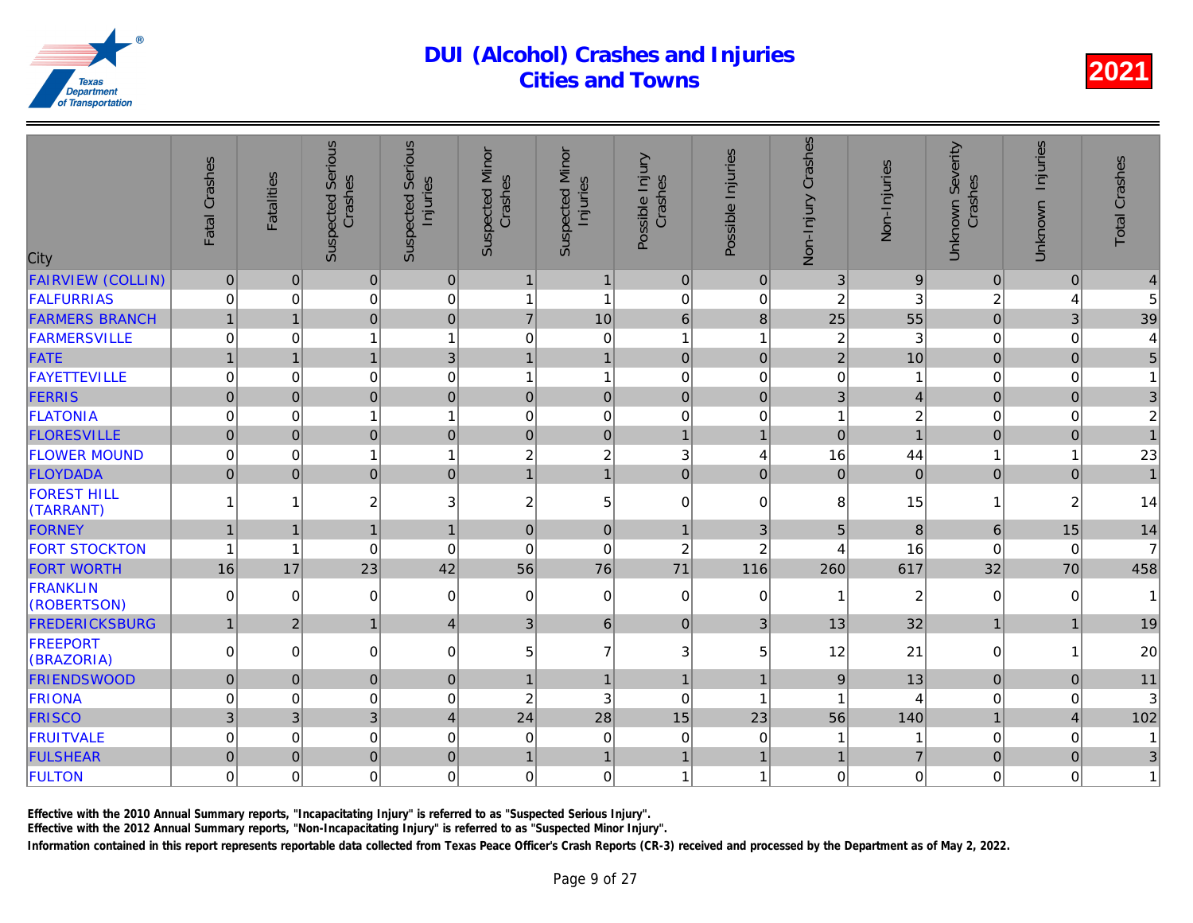# DUI (Alcohol) Crashes and Injuries
## Cities and Towns

**2021**

| City | Fatal Crashes | Fatalities | Suspected Serious Crashes | Suspected Serious Injuries | Suspected Minor Crashes | Suspected Minor Injuries | Possible Injury Crashes | Possible Injuries | Non-Injury Crashes | Non-Injuries | Unknown Severity Crashes | Unknown Injuries | Total Crashes |
|---|---|---|---|---|---|---|---|---|---|---|---|---|---|
| FAIRVIEW (COLLIN) | 0 | 0 | 0 | 0 | 1 | 1 | 0 | 0 | 3 | 9 | 0 | 0 | 4 |
| FALFURRIAS | 0 | 0 | 0 | 0 | 1 | 1 | 0 | 0 | 2 | 3 | 2 | 4 | 5 |
| FARMERS BRANCH | 1 | 1 | 0 | 0 | 7 | 10 | 6 | 8 | 25 | 55 | 0 | 3 | 39 |
| FARMERSVILLE | 0 | 0 | 1 | 1 | 0 | 0 | 1 | 1 | 2 | 3 | 0 | 0 | 4 |
| FATE | 1 | 1 | 1 | 3 | 1 | 1 | 0 | 0 | 2 | 10 | 0 | 0 | 5 |
| FAYETTEVILLE | 0 | 0 | 0 | 0 | 1 | 1 | 0 | 0 | 0 | 1 | 0 | 0 | 1 |
| FERRIS | 0 | 0 | 0 | 0 | 0 | 0 | 0 | 0 | 3 | 4 | 0 | 0 | 3 |
| FLATONIA | 0 | 0 | 1 | 1 | 0 | 0 | 0 | 0 | 1 | 2 | 0 | 0 | 2 |
| FLORESVILLE | 0 | 0 | 0 | 0 | 0 | 0 | 1 | 1 | 0 | 1 | 0 | 0 | 1 |
| FLOWER MOUND | 0 | 0 | 1 | 1 | 2 | 2 | 3 | 4 | 16 | 44 | 1 | 1 | 23 |
| FLOYDADA | 0 | 0 | 0 | 0 | 1 | 1 | 0 | 0 | 0 | 0 | 0 | 0 | 1 |
| FOREST HILL (TARRANT) | 1 | 1 | 2 | 3 | 2 | 5 | 0 | 0 | 8 | 15 | 1 | 2 | 14 |
| FORNEY | 1 | 1 | 1 | 1 | 0 | 0 | 1 | 3 | 5 | 8 | 6 | 15 | 14 |
| FORT STOCKTON | 1 | 1 | 0 | 0 | 0 | 0 | 2 | 2 | 4 | 16 | 0 | 0 | 7 |
| FORT WORTH | 16 | 17 | 23 | 42 | 56 | 76 | 71 | 116 | 260 | 617 | 32 | 70 | 458 |
| FRANKLIN (ROBERTSON) | 0 | 0 | 0 | 0 | 0 | 0 | 0 | 0 | 1 | 2 | 0 | 0 | 1 |
| FREDERICKSBURG | 1 | 2 | 1 | 4 | 3 | 6 | 0 | 3 | 13 | 32 | 1 | 1 | 19 |
| FREEPORT (BRAZORIA) | 0 | 0 | 0 | 0 | 5 | 7 | 3 | 5 | 12 | 21 | 0 | 1 | 20 |
| FRIENDSWOOD | 0 | 0 | 0 | 0 | 1 | 1 | 1 | 1 | 9 | 13 | 0 | 0 | 11 |
| FRIONA | 0 | 0 | 0 | 0 | 2 | 3 | 0 | 1 | 1 | 4 | 0 | 0 | 3 |
| FRISCO | 3 | 3 | 3 | 4 | 24 | 28 | 15 | 23 | 56 | 140 | 1 | 4 | 102 |
| FRUITVALE | 0 | 0 | 0 | 0 | 0 | 0 | 0 | 0 | 1 | 1 | 0 | 0 | 1 |
| FULSHEAR | 0 | 0 | 0 | 0 | 1 | 1 | 1 | 1 | 1 | 7 | 0 | 0 | 3 |
| FULTON | 0 | 0 | 0 | 0 | 0 | 0 | 1 | 1 | 0 | 0 | 0 | 0 | 1 |

Effective with the 2010 Annual Summary reports, "Incapacitating Injury" is referred to as "Suspected Serious Injury".

Effective with the 2012 Annual Summary reports, "Non-Incapacitating Injury" is referred to as "Suspected Minor Injury".

Information contained in this report represents reportable data collected from Texas Peace Officer's Crash Reports (CR-3) received and processed by the Department as of May 2, 2022.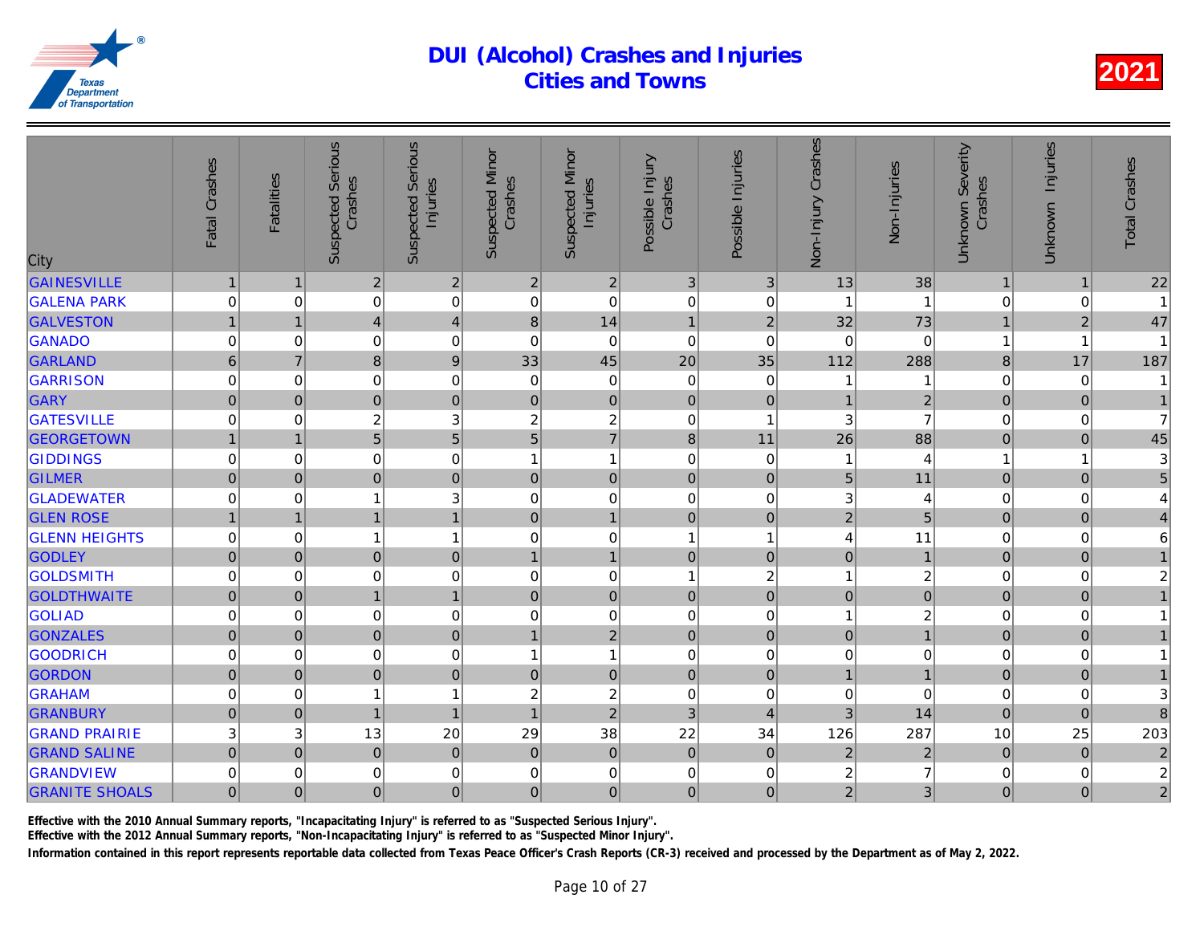# DUI (Alcohol) Crashes and Injuries
## Cities and Towns

**2021**

| City | Fatal Crashes | Fatalities | Suspected Serious Crashes | Suspected Serious Injuries | Suspected Minor Crashes | Suspected Minor Injuries | Possible Injury Crashes | Possible Injuries | Non-Injury Crashes | Non-Injuries | Unknown Severity Crashes | Unknown Injuries | Total Crashes |
|---|---|---|---|---|---|---|---|---|---|---|---|---|---|
| GAINESVILLE | 1 | 1 | 2 | 2 | 2 | 2 | 3 | 3 | 13 | 38 | 1 | 1 | 22 |
| GALENA PARK | 0 | 0 | 0 | 0 | 0 | 0 | 0 | 0 | 1 | 1 | 0 | 0 | 1 |
| GALVESTON | 1 | 1 | 4 | 4 | 8 | 14 | 1 | 2 | 32 | 73 | 1 | 2 | 47 |
| GANADO | 0 | 0 | 0 | 0 | 0 | 0 | 0 | 0 | 0 | 0 | 1 | 1 | 1 |
| GARLAND | 6 | 7 | 8 | 9 | 33 | 45 | 20 | 35 | 112 | 288 | 8 | 17 | 187 |
| GARRISON | 0 | 0 | 0 | 0 | 0 | 0 | 0 | 0 | 1 | 1 | 0 | 0 | 1 |
| GARY | 0 | 0 | 0 | 0 | 0 | 0 | 0 | 0 | 1 | 2 | 0 | 0 | 1 |
| GATESVILLE | 0 | 0 | 2 | 3 | 2 | 2 | 0 | 1 | 3 | 7 | 0 | 0 | 7 |
| GEORGETOWN | 1 | 1 | 5 | 5 | 5 | 7 | 8 | 11 | 26 | 88 | 0 | 0 | 45 |
| GIDDINGS | 0 | 0 | 0 | 0 | 1 | 1 | 0 | 0 | 1 | 4 | 1 | 1 | 3 |
| GILMER | 0 | 0 | 0 | 0 | 0 | 0 | 0 | 0 | 5 | 11 | 0 | 0 | 5 |
| GLADEWATER | 0 | 0 | 1 | 3 | 0 | 0 | 0 | 0 | 3 | 4 | 0 | 0 | 4 |
| GLEN ROSE | 1 | 1 | 1 | 1 | 0 | 1 | 0 | 0 | 2 | 5 | 0 | 0 | 4 |
| GLENN HEIGHTS | 0 | 0 | 1 | 1 | 0 | 0 | 1 | 1 | 4 | 11 | 0 | 0 | 6 |
| GODLEY | 0 | 0 | 0 | 0 | 1 | 1 | 0 | 0 | 0 | 1 | 0 | 0 | 1 |
| GOLDSMITH | 0 | 0 | 0 | 0 | 0 | 0 | 1 | 2 | 1 | 2 | 0 | 0 | 2 |
| GOLDTHWAITE | 0 | 0 | 1 | 1 | 0 | 0 | 0 | 0 | 0 | 0 | 0 | 0 | 1 |
| GOLIAD | 0 | 0 | 0 | 0 | 0 | 0 | 0 | 0 | 1 | 2 | 0 | 0 | 1 |
| GONZALES | 0 | 0 | 0 | 0 | 1 | 2 | 0 | 0 | 0 | 1 | 0 | 0 | 1 |
| GOODRICH | 0 | 0 | 0 | 0 | 1 | 1 | 0 | 0 | 0 | 0 | 0 | 0 | 1 |
| GORDON | 0 | 0 | 0 | 0 | 0 | 0 | 0 | 0 | 1 | 1 | 0 | 0 | 1 |
| GRAHAM | 0 | 0 | 1 | 1 | 2 | 2 | 0 | 0 | 0 | 0 | 0 | 0 | 3 |
| GRANBURY | 0 | 0 | 1 | 1 | 1 | 2 | 3 | 4 | 3 | 14 | 0 | 0 | 8 |
| GRAND PRAIRIE | 3 | 3 | 13 | 20 | 29 | 38 | 22 | 34 | 126 | 287 | 10 | 25 | 203 |
| GRAND SALINE | 0 | 0 | 0 | 0 | 0 | 0 | 0 | 0 | 2 | 2 | 0 | 0 | 2 |
| GRANDVIEW | 0 | 0 | 0 | 0 | 0 | 0 | 0 | 0 | 2 | 7 | 0 | 0 | 2 |
| GRANITE SHOALS | 0 | 0 | 0 | 0 | 0 | 0 | 0 | 0 | 2 | 3 | 0 | 0 | 2 |

**Effective with the 2010 Annual Summary reports, "Incapacitating Injury" is referred to as "Suspected Serious Injury".**
**Effective with the 2012 Annual Summary reports, "Non-Incapacitating Injury" is referred to as "Suspected Minor Injury".**
**Information contained in this report represents reportable data collected from Texas Peace Officer's Crash Reports (CR-3) received and processed by the Department as of May 2, 2022.**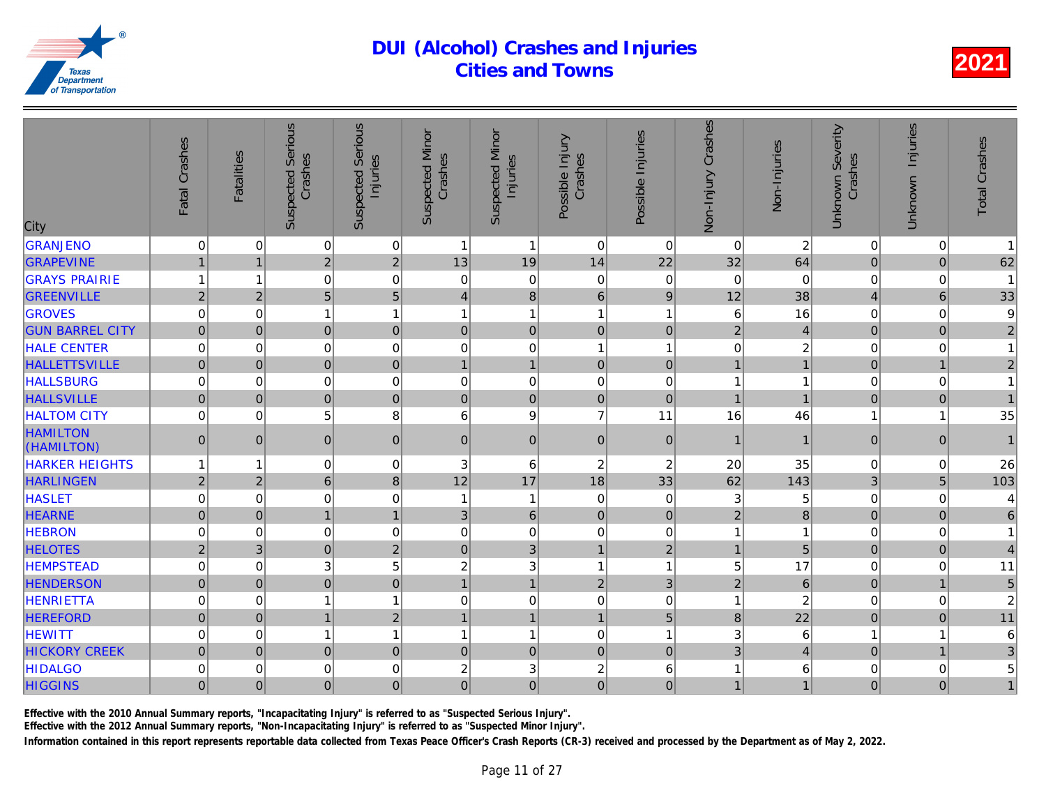# DUI (Alcohol) Crashes and Injuries
## Cities and Towns

**2021**

| City | Fatal Crashes | Fatalities | Suspected Serious Crashes | Suspected Serious Injuries | Suspected Minor Crashes | Suspected Minor Injuries | Possible Injury Crashes | Possible Injuries | Non-Injury Crashes | Non-Injuries | Unknown Severity Crashes | Unknown Injuries | Total Crashes |
|---|---|---|---|---|---|---|---|---|---|---|---|---|---|
| GRANJENO | 0 | 0 | 0 | 0 | 1 | 1 | 0 | 0 | 0 | 2 | 0 | 0 | 1 |
| GRAPEVINE | 1 | 1 | 2 | 2 | 13 | 19 | 14 | 22 | 32 | 64 | 0 | 0 | 62 |
| GRAYS PRAIRIE | 1 | 1 | 0 | 0 | 0 | 0 | 0 | 0 | 0 | 0 | 0 | 0 | 1 |
| GREENVILLE | 2 | 2 | 5 | 5 | 4 | 8 | 6 | 9 | 12 | 38 | 4 | 6 | 33 |
| GROVES | 0 | 0 | 1 | 1 | 1 | 1 | 1 | 1 | 6 | 16 | 0 | 0 | 9 |
| GUN BARREL CITY | 0 | 0 | 0 | 0 | 0 | 0 | 0 | 0 | 2 | 4 | 0 | 0 | 2 |
| HALE CENTER | 0 | 0 | 0 | 0 | 0 | 0 | 1 | 1 | 0 | 2 | 0 | 0 | 1 |
| HALLETTSVILLE | 0 | 0 | 0 | 0 | 1 | 1 | 0 | 0 | 1 | 1 | 0 | 1 | 2 |
| HALLSBURG | 0 | 0 | 0 | 0 | 0 | 0 | 0 | 0 | 1 | 1 | 0 | 0 | 1 |
| HALLSVILLE | 0 | 0 | 0 | 0 | 0 | 0 | 0 | 0 | 1 | 1 | 0 | 0 | 1 |
| HALTOM CITY | 0 | 0 | 5 | 8 | 6 | 9 | 7 | 11 | 16 | 46 | 1 | 1 | 35 |
| HAMILTON (HAMILTON) | 0 | 0 | 0 | 0 | 0 | 0 | 0 | 0 | 1 | 1 | 0 | 0 | 1 |
| HARKER HEIGHTS | 1 | 1 | 0 | 0 | 3 | 6 | 2 | 2 | 20 | 35 | 0 | 0 | 26 |
| HARLINGEN | 2 | 2 | 6 | 8 | 12 | 17 | 18 | 33 | 62 | 143 | 3 | 5 | 103 |
| HASLET | 0 | 0 | 0 | 0 | 1 | 1 | 0 | 0 | 3 | 5 | 0 | 0 | 4 |
| HEARNE | 0 | 0 | 1 | 1 | 3 | 6 | 0 | 0 | 2 | 8 | 0 | 0 | 6 |
| HEBRON | 0 | 0 | 0 | 0 | 0 | 0 | 0 | 0 | 1 | 1 | 0 | 0 | 1 |
| HELOTES | 2 | 3 | 0 | 2 | 0 | 3 | 1 | 2 | 1 | 5 | 0 | 0 | 4 |
| HEMPSTEAD | 0 | 0 | 3 | 5 | 2 | 3 | 1 | 1 | 5 | 17 | 0 | 0 | 11 |
| HENDERSON | 0 | 0 | 0 | 0 | 1 | 1 | 2 | 3 | 2 | 6 | 0 | 1 | 5 |
| HENRIETTA | 0 | 0 | 1 | 1 | 0 | 0 | 0 | 0 | 1 | 2 | 0 | 0 | 2 |
| HEREFORD | 0 | 0 | 1 | 2 | 1 | 1 | 1 | 5 | 8 | 22 | 0 | 0 | 11 |
| HEWITT | 0 | 0 | 1 | 1 | 1 | 1 | 0 | 1 | 3 | 6 | 1 | 1 | 6 |
| HICKORY CREEK | 0 | 0 | 0 | 0 | 0 | 0 | 0 | 0 | 3 | 4 | 0 | 1 | 3 |
| HIDALGO | 0 | 0 | 0 | 0 | 2 | 3 | 2 | 6 | 1 | 6 | 0 | 0 | 5 |
| HIGGINS | 0 | 0 | 0 | 0 | 0 | 0 | 0 | 0 | 1 | 1 | 0 | 0 | 1 |

Effective with the 2010 Annual Summary reports, "Incapacitating Injury" is referred to as "Suspected Serious Injury".
Effective with the 2012 Annual Summary reports, "Non-Incapacitating Injury" is referred to as "Suspected Minor Injury".
Information contained in this report represents reportable data collected from Texas Peace Officer's Crash Reports (CR-3) received and processed by the Department as of May 2, 2022.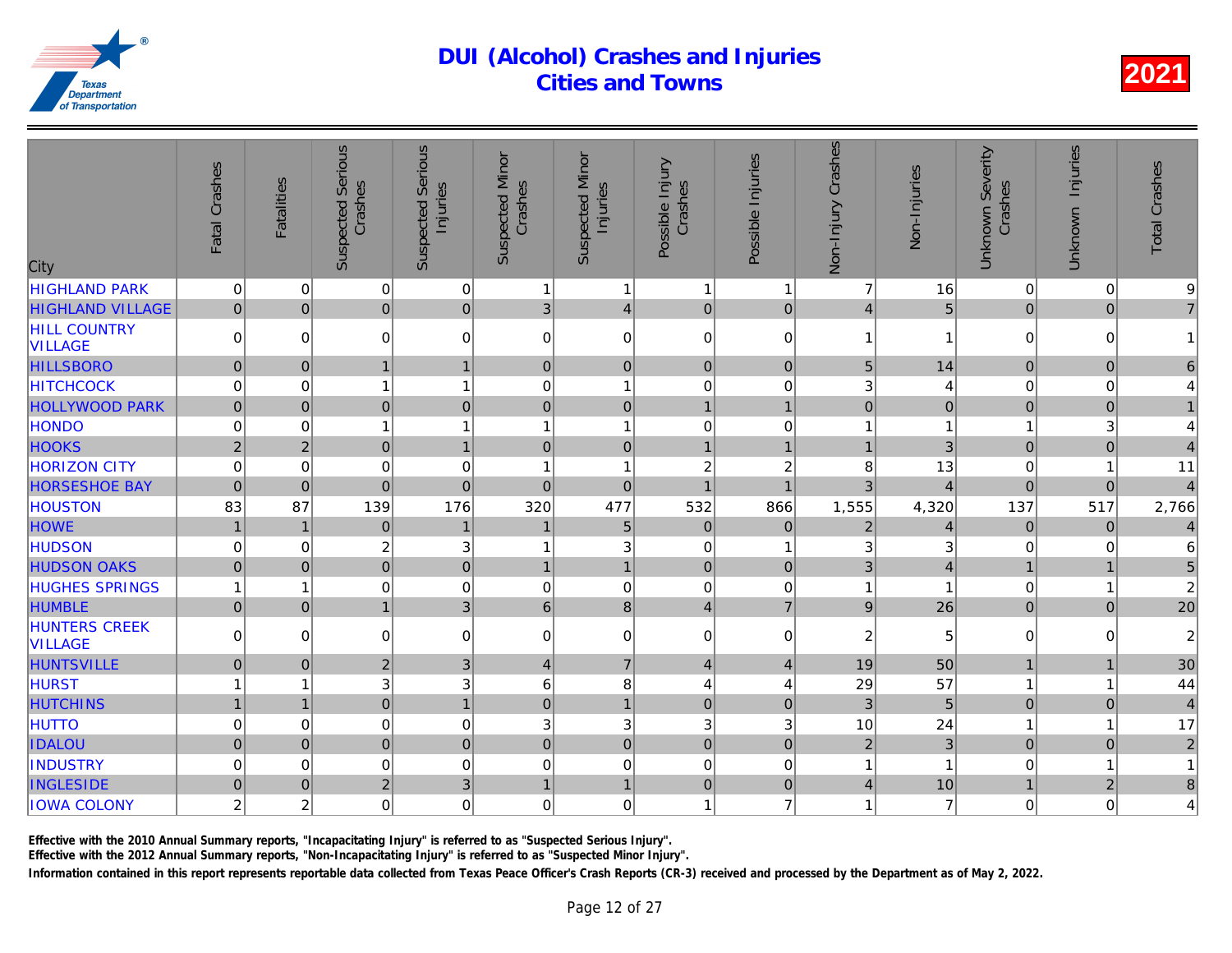# DUI (Alcohol) Crashes and Injuries
# Cities and Towns

2021

| City | Fatal Crashes | Fatalities | Suspected Serious Crashes | Suspected Serious Injuries | Suspected Minor Crashes | Suspected Minor Injuries | Possible Injury Crashes | Possible Injuries | Non-Injury Crashes | Non-Injuries | Unknown Severity Crashes | Unknown Injuries | Total Crashes |
|---|---|---|---|---|---|---|---|---|---|---|---|---|---|
| HIGHLAND PARK | 0 | 0 | 0 | 0 | 1 | 1 | 1 | 1 | 7 | 16 | 0 | 0 | 9 |
| HIGHLAND VILLAGE | 0 | 0 | 0 | 0 | 3 | 4 | 0 | 0 | 4 | 5 | 0 | 0 | 7 |
| HILL COUNTRY VILLAGE | 0 | 0 | 0 | 0 | 0 | 0 | 0 | 0 | 1 | 1 | 0 | 0 | 1 |
| HILLSBORO | 0 | 0 | 1 | 1 | 0 | 0 | 0 | 0 | 5 | 14 | 0 | 0 | 6 |
| HITCHCOCK | 0 | 0 | 1 | 1 | 0 | 1 | 0 | 0 | 3 | 4 | 0 | 0 | 4 |
| HOLLYWOOD PARK | 0 | 0 | 0 | 0 | 0 | 0 | 1 | 1 | 0 | 0 | 0 | 0 | 1 |
| HONDO | 0 | 0 | 1 | 1 | 1 | 1 | 0 | 0 | 1 | 1 | 1 | 3 | 4 |
| HOOKS | 2 | 2 | 0 | 1 | 0 | 0 | 1 | 1 | 1 | 3 | 0 | 0 | 4 |
| HORIZON CITY | 0 | 0 | 0 | 0 | 1 | 1 | 2 | 2 | 8 | 13 | 0 | 1 | 11 |
| HORSESHOE BAY | 0 | 0 | 0 | 0 | 0 | 0 | 1 | 1 | 3 | 4 | 0 | 0 | 4 |
| HOUSTON | 83 | 87 | 139 | 176 | 320 | 477 | 532 | 866 | 1,555 | 4,320 | 137 | 517 | 2,766 |
| HOWE | 1 | 1 | 0 | 1 | 1 | 5 | 0 | 0 | 2 | 4 | 0 | 0 | 4 |
| HUDSON | 0 | 0 | 2 | 3 | 1 | 3 | 0 | 1 | 3 | 3 | 0 | 0 | 6 |
| HUDSON OAKS | 0 | 0 | 0 | 0 | 1 | 1 | 0 | 0 | 3 | 4 | 1 | 1 | 5 |
| HUGHES SPRINGS | 1 | 1 | 0 | 0 | 0 | 0 | 0 | 0 | 1 | 1 | 0 | 1 | 2 |
| HUMBLE | 0 | 0 | 1 | 3 | 6 | 8 | 4 | 7 | 9 | 26 | 0 | 0 | 20 |
| HUNTERS CREEK VILLAGE | 0 | 0 | 0 | 0 | 0 | 0 | 0 | 0 | 2 | 5 | 0 | 0 | 2 |
| HUNTSVILLE | 0 | 0 | 2 | 3 | 4 | 7 | 4 | 4 | 19 | 50 | 1 | 1 | 30 |
| HURST | 1 | 1 | 3 | 3 | 6 | 8 | 4 | 4 | 29 | 57 | 1 | 1 | 44 |
| HUTCHINS | 1 | 1 | 0 | 1 | 0 | 1 | 0 | 0 | 3 | 5 | 0 | 0 | 4 |
| HUTTO | 0 | 0 | 0 | 0 | 3 | 3 | 3 | 3 | 10 | 24 | 1 | 1 | 17 |
| IDALOU | 0 | 0 | 0 | 0 | 0 | 0 | 0 | 0 | 2 | 3 | 0 | 0 | 2 |
| INDUSTRY | 0 | 0 | 0 | 0 | 0 | 0 | 0 | 0 | 1 | 1 | 0 | 1 | 1 |
| INGLESIDE | 0 | 0 | 2 | 3 | 1 | 1 | 0 | 0 | 4 | 10 | 1 | 2 | 8 |
| IOWA COLONY | 2 | 2 | 0 | 0 | 0 | 0 | 1 | 7 | 1 | 7 | 0 | 0 | 4 |

Effective with the 2010 Annual Summary reports, "Incapacitating Injury" is referred to as "Suspected Serious Injury".
Effective with the 2012 Annual Summary reports, "Non-Incapacitating Injury" is referred to as "Suspected Minor Injury".
Information contained in this report represents reportable data collected from Texas Peace Officer's Crash Reports (CR-3) received and processed by the Department as of May 2, 2022.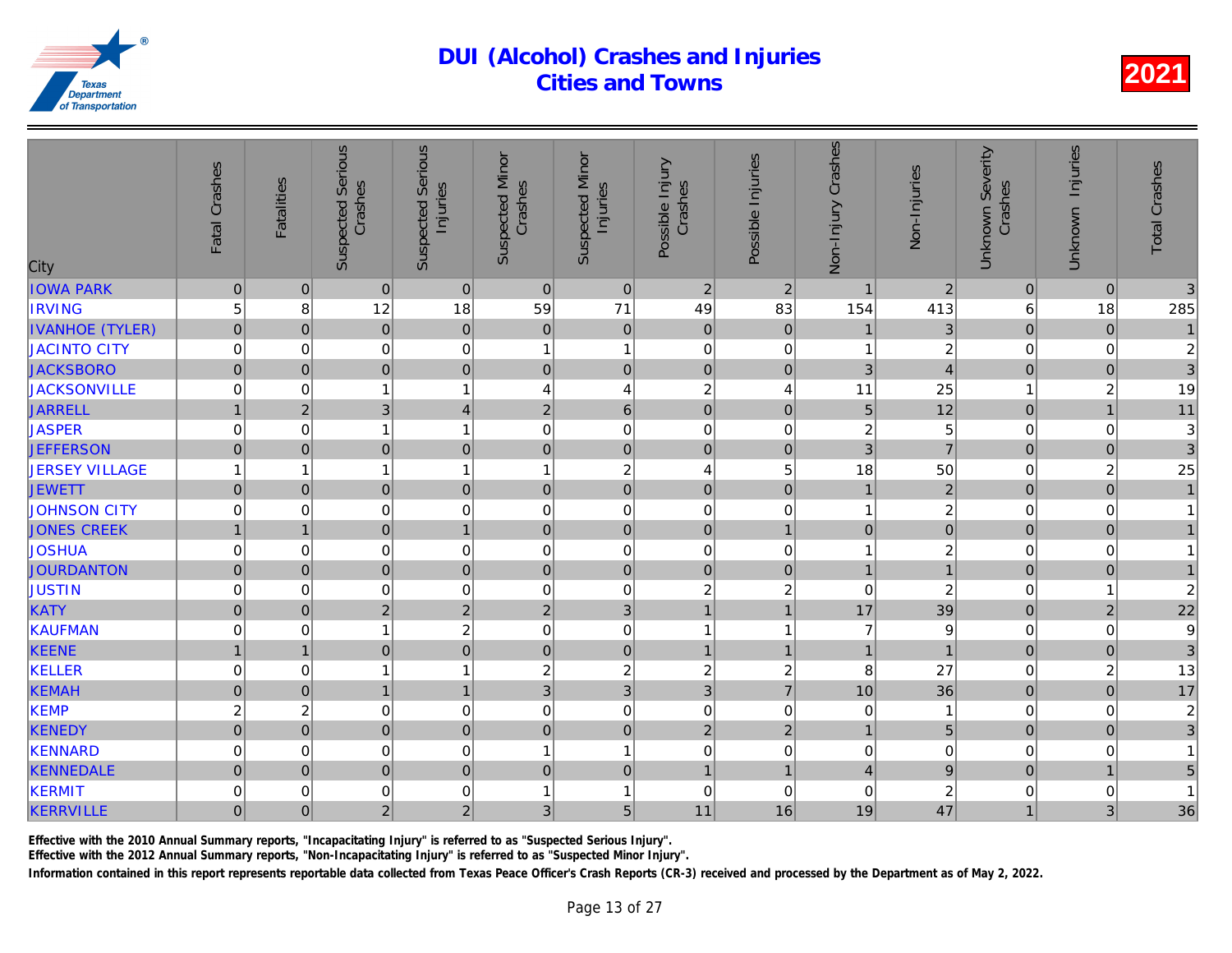# DUI (Alcohol) Crashes and Injuries
## Cities and Towns

**2021**

| City | Fatal Crashes | Fatalities | Suspected Serious Crashes | Suspected Serious Injuries | Suspected Minor Crashes | Suspected Minor Injuries | Possible Injury Crashes | Possible Injuries | Non-Injury Crashes | Non-Injuries | Unknown Severity Crashes | Unknown Injuries | Total Crashes |
|---|---|---|---|---|---|---|---|---|---|---|---|---|---|
| IOWA PARK | 0 | 0 | 0 | 0 | 0 | 0 | 2 | 2 | 1 | 2 | 0 | 0 | 3 |
| IRVING | 5 | 8 | 12 | 18 | 59 | 71 | 49 | 83 | 154 | 413 | 6 | 18 | 285 |
| IVANHOE (TYLER) | 0 | 0 | 0 | 0 | 0 | 0 | 0 | 0 | 1 | 3 | 0 | 0 | 1 |
| JACINTO CITY | 0 | 0 | 0 | 0 | 1 | 1 | 0 | 0 | 1 | 2 | 0 | 0 | 2 |
| JACKSBORO | 0 | 0 | 0 | 0 | 0 | 0 | 0 | 0 | 3 | 4 | 0 | 0 | 3 |
| JACKSONVILLE | 0 | 0 | 1 | 1 | 4 | 4 | 2 | 4 | 11 | 25 | 1 | 2 | 19 |
| JARRELL | 1 | 2 | 3 | 4 | 2 | 6 | 0 | 0 | 5 | 12 | 0 | 1 | 11 |
| JASPER | 0 | 0 | 1 | 1 | 0 | 0 | 0 | 0 | 2 | 5 | 0 | 0 | 3 |
| JEFFERSON | 0 | 0 | 0 | 0 | 0 | 0 | 0 | 0 | 3 | 7 | 0 | 0 | 3 |
| JERSEY VILLAGE | 1 | 1 | 1 | 1 | 1 | 2 | 4 | 5 | 18 | 50 | 0 | 2 | 25 |
| JEWETT | 0 | 0 | 0 | 0 | 0 | 0 | 0 | 0 | 1 | 2 | 0 | 0 | 1 |
| JOHNSON CITY | 0 | 0 | 0 | 0 | 0 | 0 | 0 | 0 | 1 | 2 | 0 | 0 | 1 |
| JONES CREEK | 1 | 1 | 0 | 1 | 0 | 0 | 0 | 1 | 0 | 0 | 0 | 0 | 1 |
| JOSHUA | 0 | 0 | 0 | 0 | 0 | 0 | 0 | 0 | 1 | 2 | 0 | 0 | 1 |
| JOURDANTON | 0 | 0 | 0 | 0 | 0 | 0 | 0 | 0 | 1 | 1 | 0 | 0 | 1 |
| JUSTIN | 0 | 0 | 0 | 0 | 0 | 0 | 2 | 2 | 0 | 2 | 0 | 1 | 2 |
| KATY | 0 | 0 | 2 | 2 | 2 | 3 | 1 | 1 | 17 | 39 | 0 | 2 | 22 |
| KAUFMAN | 0 | 0 | 1 | 2 | 0 | 0 | 1 | 1 | 7 | 9 | 0 | 0 | 9 |
| KEENE | 1 | 1 | 0 | 0 | 0 | 0 | 1 | 1 | 1 | 1 | 0 | 0 | 3 |
| KELLER | 0 | 0 | 1 | 1 | 2 | 2 | 2 | 2 | 8 | 27 | 0 | 2 | 13 |
| KEMAH | 0 | 0 | 1 | 1 | 3 | 3 | 3 | 7 | 10 | 36 | 0 | 0 | 17 |
| KEMP | 2 | 2 | 0 | 0 | 0 | 0 | 0 | 0 | 0 | 1 | 0 | 0 | 2 |
| KENEDY | 0 | 0 | 0 | 0 | 0 | 0 | 2 | 2 | 1 | 5 | 0 | 0 | 3 |
| KENNARD | 0 | 0 | 0 | 0 | 1 | 1 | 0 | 0 | 0 | 0 | 0 | 0 | 1 |
| KENNEDALE | 0 | 0 | 0 | 0 | 0 | 0 | 1 | 1 | 4 | 9 | 0 | 1 | 5 |
| KERMIT | 0 | 0 | 0 | 0 | 1 | 1 | 0 | 0 | 0 | 2 | 0 | 0 | 1 |
| KERRVILLE | 0 | 0 | 2 | 2 | 3 | 5 | 11 | 16 | 19 | 47 | 1 | 3 | 36 |

Effective with the 2010 Annual Summary reports, "Incapacitating Injury" is referred to as "Suspected Serious Injury".

Effective with the 2012 Annual Summary reports, "Non-Incapacitating Injury" is referred to as "Suspected Minor Injury".

Information contained in this report represents reportable data collected from Texas Peace Officer's Crash Reports (CR-3) received and processed by the Department as of May 2, 2022.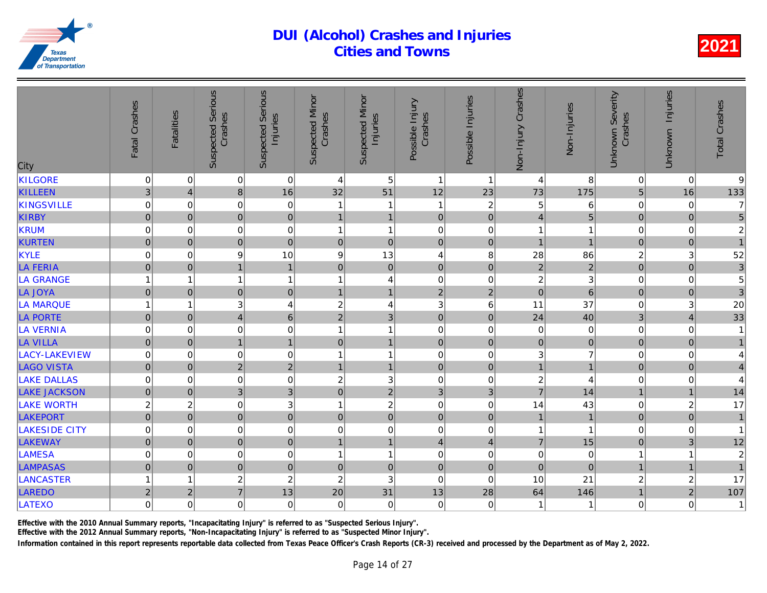# DUI (Alcohol) Crashes and Injuries
# Cities and Towns

2021

| City | Fatal Crashes | Fatalities | Suspected Serious Crashes | Suspected Serious Injuries | Suspected Minor Crashes | Suspected Minor Injuries | Possible Injury Crashes | Possible Injuries | Non-Injury Crashes | Non-Injuries | Unknown Severity Crashes | Unknown Injuries | Total Crashes |
|---|---|---|---|---|---|---|---|---|---|---|---|---|---|
| KILGORE | 0 | 0 | 0 | 0 | 4 | 5 | 1 | 1 | 4 | 8 | 0 | 0 | 9 |
| KILLEEN | 3 | 4 | 8 | 16 | 32 | 51 | 12 | 23 | 73 | 175 | 5 | 16 | 133 |
| KINGSVILLE | 0 | 0 | 0 | 0 | 1 | 1 | 1 | 2 | 5 | 6 | 0 | 0 | 7 |
| KIRBY | 0 | 0 | 0 | 0 | 1 | 1 | 0 | 0 | 4 | 5 | 0 | 0 | 5 |
| KRUM | 0 | 0 | 0 | 0 | 1 | 1 | 0 | 0 | 1 | 1 | 0 | 0 | 2 |
| KURTEN | 0 | 0 | 0 | 0 | 0 | 0 | 0 | 0 | 1 | 1 | 0 | 0 | 1 |
| KYLE | 0 | 0 | 9 | 10 | 9 | 13 | 4 | 8 | 28 | 86 | 2 | 3 | 52 |
| LA FERIA | 0 | 0 | 1 | 1 | 0 | 0 | 0 | 0 | 2 | 2 | 0 | 0 | 3 |
| LA GRANGE | 1 | 1 | 1 | 1 | 1 | 4 | 0 | 0 | 2 | 3 | 0 | 0 | 5 |
| LA JOYA | 0 | 0 | 0 | 0 | 1 | 1 | 2 | 2 | 0 | 6 | 0 | 0 | 3 |
| LA MARQUE | 1 | 1 | 3 | 4 | 2 | 4 | 3 | 6 | 11 | 37 | 0 | 3 | 20 |
| LA PORTE | 0 | 0 | 4 | 6 | 2 | 3 | 0 | 0 | 24 | 40 | 3 | 4 | 33 |
| LA VERNIA | 0 | 0 | 0 | 0 | 1 | 1 | 0 | 0 | 0 | 0 | 0 | 0 | 1 |
| LA VILLA | 0 | 0 | 1 | 1 | 0 | 1 | 0 | 0 | 0 | 0 | 0 | 0 | 1 |
| LACY-LAKEVIEW | 0 | 0 | 0 | 0 | 1 | 1 | 0 | 0 | 3 | 7 | 0 | 0 | 4 |
| LAGO VISTA | 0 | 0 | 2 | 2 | 1 | 1 | 0 | 0 | 1 | 1 | 0 | 0 | 4 |
| LAKE DALLAS | 0 | 0 | 0 | 0 | 2 | 3 | 0 | 0 | 2 | 4 | 0 | 0 | 4 |
| LAKE JACKSON | 0 | 0 | 3 | 3 | 0 | 2 | 3 | 3 | 7 | 14 | 1 | 1 | 14 |
| LAKE WORTH | 2 | 2 | 0 | 3 | 1 | 2 | 0 | 0 | 14 | 43 | 0 | 2 | 17 |
| LAKEPORT | 0 | 0 | 0 | 0 | 0 | 0 | 0 | 0 | 1 | 1 | 0 | 0 | 1 |
| LAKESIDE CITY | 0 | 0 | 0 | 0 | 0 | 0 | 0 | 0 | 1 | 1 | 0 | 0 | 1 |
| LAKEWAY | 0 | 0 | 0 | 0 | 1 | 1 | 4 | 4 | 7 | 15 | 0 | 3 | 12 |
| LAMESA | 0 | 0 | 0 | 0 | 1 | 1 | 0 | 0 | 0 | 0 | 1 | 1 | 2 |
| LAMPASAS | 0 | 0 | 0 | 0 | 0 | 0 | 0 | 0 | 0 | 0 | 1 | 1 | 1 |
| LANCASTER | 1 | 1 | 2 | 2 | 2 | 3 | 0 | 0 | 10 | 21 | 2 | 2 | 17 |
| LAREDO | 2 | 2 | 7 | 13 | 20 | 31 | 13 | 28 | 64 | 146 | 1 | 2 | 107 |
| LATEXO | 0 | 0 | 0 | 0 | 0 | 0 | 0 | 0 | 1 | 1 | 0 | 0 | 1 |

Effective with the 2010 Annual Summary reports, "Incapacitating Injury" is referred to as "Suspected Serious Injury".

Effective with the 2012 Annual Summary reports, "Non-Incapacitating Injury" is referred to as "Suspected Minor Injury".

Information contained in this report represents reportable data collected from Texas Peace Officer's Crash Reports (CR-3) received and processed by the Department as of May 2, 2022.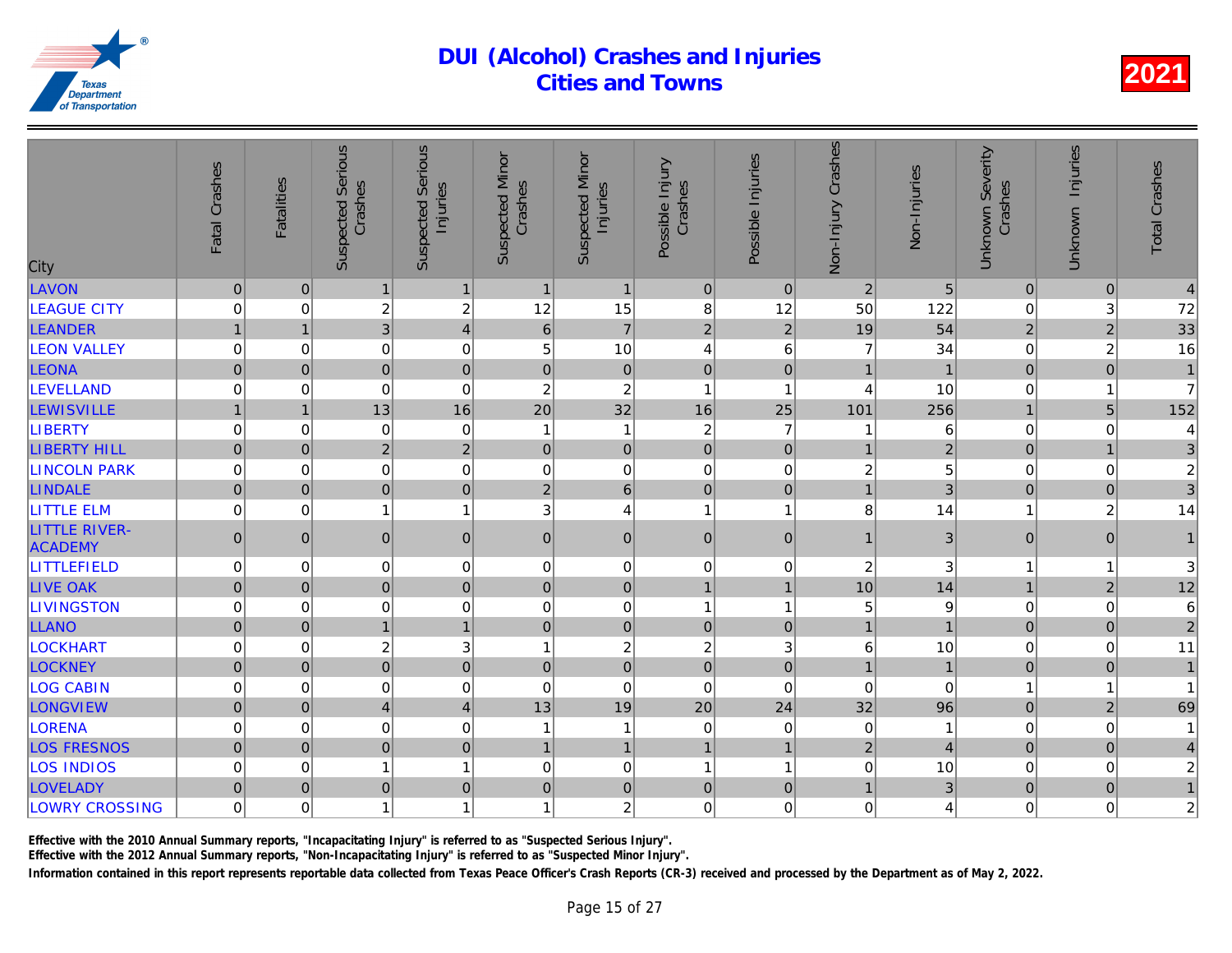# DUI (Alcohol) Crashes and Injuries Cities and Towns

**2021**

| City | Fatal Crashes | Fatalities | Suspected Serious Crashes | Suspected Serious Injuries | Suspected Minor Crashes | Suspected Minor Injuries | Possible Injury Crashes | Possible Injuries | Non-Injury Crashes | Non-Injuries | Unknown Severity Crashes | Unknown Injuries | Total Crashes |
|---|---|---|---|---|---|---|---|---|---|---|---|---|---|
| LAVON | 0 | 0 | 1 | 1 | 1 | 1 | 0 | 0 | 2 | 5 | 0 | 0 | 4 |
| LEAGUE CITY | 0 | 0 | 2 | 2 | 12 | 15 | 8 | 12 | 50 | 122 | 0 | 3 | 72 |
| LEANDER | 1 | 1 | 3 | 4 | 6 | 7 | 2 | 2 | 19 | 54 | 2 | 2 | 33 |
| LEON VALLEY | 0 | 0 | 0 | 0 | 5 | 10 | 4 | 6 | 7 | 34 | 0 | 2 | 16 |
| LEONA | 0 | 0 | 0 | 0 | 0 | 0 | 0 | 0 | 1 | 1 | 0 | 0 | 1 |
| LEVELLAND | 0 | 0 | 0 | 0 | 2 | 2 | 1 | 1 | 4 | 10 | 0 | 1 | 7 |
| LEWISVILLE | 1 | 1 | 13 | 16 | 20 | 32 | 16 | 25 | 101 | 256 | 1 | 5 | 152 |
| LIBERTY | 0 | 0 | 0 | 0 | 1 | 1 | 2 | 7 | 1 | 6 | 0 | 0 | 4 |
| LIBERTY HILL | 0 | 0 | 2 | 2 | 0 | 0 | 0 | 0 | 1 | 2 | 0 | 1 | 3 |
| LINCOLN PARK | 0 | 0 | 0 | 0 | 0 | 0 | 0 | 0 | 2 | 5 | 0 | 0 | 2 |
| LINDALE | 0 | 0 | 0 | 0 | 2 | 6 | 0 | 0 | 1 | 3 | 0 | 0 | 3 |
| LITTLE ELM | 0 | 0 | 1 | 1 | 3 | 4 | 1 | 1 | 8 | 14 | 1 | 2 | 14 |
| LITTLE RIVER-ACADEMY | 0 | 0 | 0 | 0 | 0 | 0 | 0 | 0 | 1 | 3 | 0 | 0 | 1 |
| LITTLEFIELD | 0 | 0 | 0 | 0 | 0 | 0 | 0 | 0 | 2 | 3 | 1 | 1 | 3 |
| LIVE OAK | 0 | 0 | 0 | 0 | 0 | 0 | 1 | 1 | 10 | 14 | 1 | 2 | 12 |
| LIVINGSTON | 0 | 0 | 0 | 0 | 0 | 0 | 1 | 1 | 5 | 9 | 0 | 0 | 6 |
| LLANO | 0 | 0 | 1 | 1 | 0 | 0 | 0 | 0 | 1 | 1 | 0 | 0 | 2 |
| LOCKHART | 0 | 0 | 2 | 3 | 1 | 2 | 2 | 3 | 6 | 10 | 0 | 0 | 11 |
| LOCKNEY | 0 | 0 | 0 | 0 | 0 | 0 | 0 | 0 | 1 | 1 | 0 | 0 | 1 |
| LOG CABIN | 0 | 0 | 0 | 0 | 0 | 0 | 0 | 0 | 0 | 0 | 1 | 1 | 1 |
| LONGVIEW | 0 | 0 | 4 | 4 | 13 | 19 | 20 | 24 | 32 | 96 | 0 | 2 | 69 |
| LORENA | 0 | 0 | 0 | 0 | 1 | 1 | 0 | 0 | 0 | 1 | 0 | 0 | 1 |
| LOS FRESNOS | 0 | 0 | 0 | 0 | 1 | 1 | 1 | 1 | 2 | 4 | 0 | 0 | 4 |
| LOS INDIOS | 0 | 0 | 1 | 1 | 0 | 0 | 1 | 1 | 0 | 10 | 0 | 0 | 2 |
| LOVELADY | 0 | 0 | 0 | 0 | 0 | 0 | 0 | 0 | 1 | 3 | 0 | 0 | 1 |
| LOWRY CROSSING | 0 | 0 | 1 | 1 | 1 | 2 | 0 | 0 | 0 | 4 | 0 | 0 | 2 |

Effective with the 2010 Annual Summary reports, "Incapacitating Injury" is referred to as "Suspected Serious Injury".

Effective with the 2012 Annual Summary reports, "Non-Incapacitating Injury" is referred to as "Suspected Minor Injury".

Information contained in this report represents reportable data collected from Texas Peace Officer's Crash Reports (CR-3) received and processed by the Department as of May 2, 2022.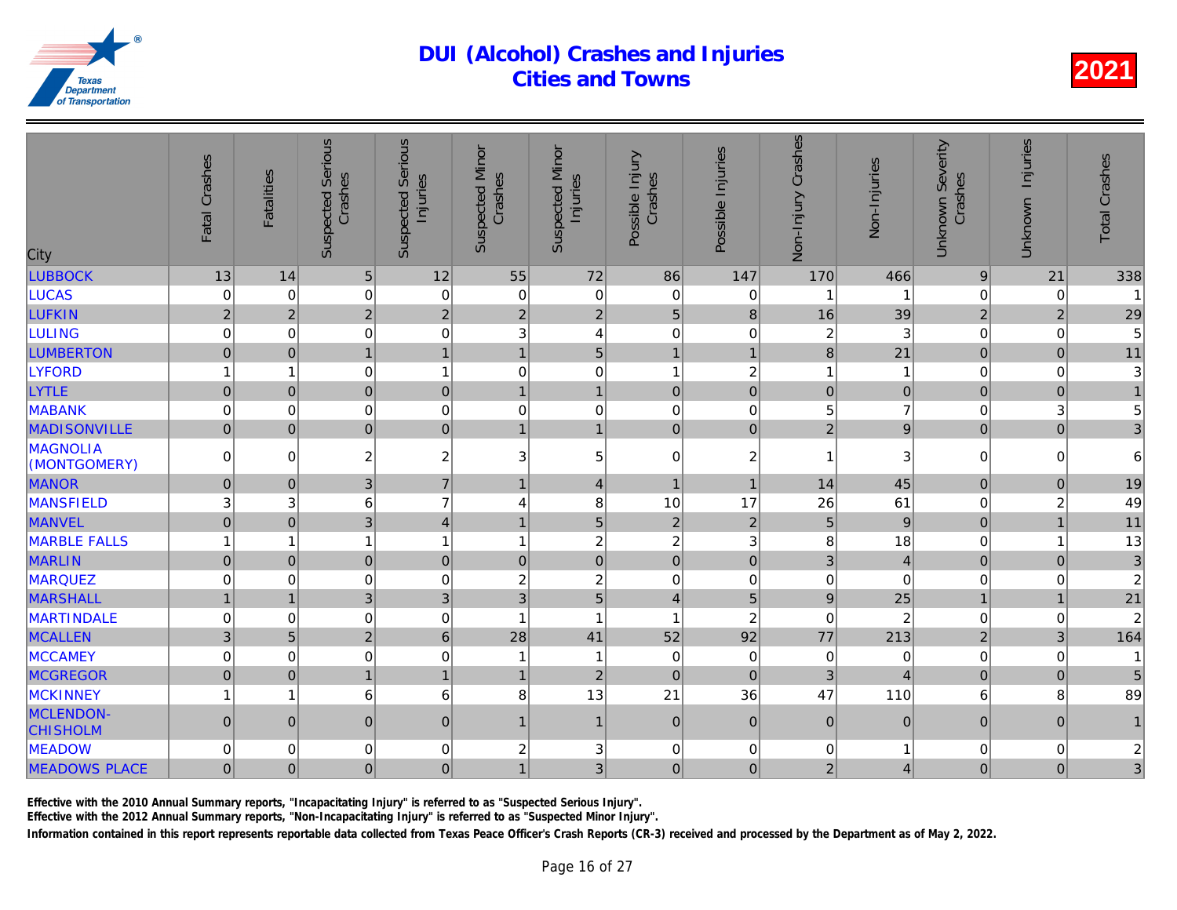# DUI (Alcohol) Crashes and Injuries
## Cities and Towns

**2021**

| City | Fatal Crashes | Fatalities | Suspected Serious Crashes | Suspected Serious Injuries | Suspected Minor Crashes | Suspected Minor Injuries | Possible Injury Crashes | Possible Injuries | Non-Injury Crashes | Non-Injuries | Unknown Severity Crashes | Unknown Injuries | Total Crashes |
|---|---|---|---|---|---|---|---|---|---|---|---|---|---|
| LUBBOCK | 13 | 14 | 5 | 12 | 55 | 72 | 86 | 147 | 170 | 466 | 9 | 21 | 338 |
| LUCAS | 0 | 0 | 0 | 0 | 0 | 0 | 0 | 0 | 1 | 1 | 0 | 0 | 1 |
| LUFKIN | 2 | 2 | 2 | 2 | 2 | 2 | 5 | 8 | 16 | 39 | 2 | 2 | 29 |
| LULING | 0 | 0 | 0 | 0 | 3 | 4 | 0 | 0 | 2 | 3 | 0 | 0 | 5 |
| LUMBERTON | 0 | 0 | 1 | 1 | 5 | 1 | 1 | 1 | 8 | 21 | 0 | 0 | 11 |
| LYFORD | 1 | 1 | 0 | 1 | 0 | 0 | 1 | 2 | 1 | 1 | 0 | 0 | 3 |
| LYTLE | 0 | 0 | 0 | 0 | 1 | 1 | 0 | 0 | 0 | 0 | 0 | 0 | 1 |
| MABANK | 0 | 0 | 0 | 0 | 0 | 0 | 0 | 0 | 5 | 7 | 0 | 3 | 5 |
| MADISONVILLE | 0 | 0 | 0 | 0 | 1 | 1 | 0 | 0 | 2 | 9 | 0 | 0 | 3 |
| MAGNOLIA (MONTGOMERY) | 0 | 0 | 2 | 2 | 3 | 5 | 0 | 2 | 1 | 3 | 0 | 0 | 6 |
| MANOR | 0 | 0 | 3 | 7 | 1 | 4 | 1 | 1 | 14 | 45 | 0 | 0 | 19 |
| MANSFIELD | 3 | 3 | 6 | 7 | 4 | 8 | 10 | 17 | 26 | 61 | 0 | 2 | 49 |
| MANVEL | 0 | 0 | 3 | 4 | 1 | 5 | 2 | 2 | 5 | 9 | 0 | 1 | 11 |
| MARBLE FALLS | 1 | 1 | 1 | 1 | 1 | 2 | 2 | 3 | 8 | 18 | 0 | 1 | 13 |
| MARLIN | 0 | 0 | 0 | 0 | 0 | 0 | 0 | 0 | 3 | 4 | 0 | 0 | 3 |
| MARQUEZ | 0 | 0 | 0 | 0 | 2 | 2 | 0 | 0 | 0 | 0 | 0 | 0 | 2 |
| MARSHALL | 1 | 1 | 3 | 3 | 3 | 5 | 4 | 5 | 9 | 25 | 1 | 1 | 21 |
| MARTINDALE | 0 | 0 | 0 | 0 | 1 | 1 | 1 | 2 | 0 | 2 | 0 | 0 | 2 |
| MCALLEN | 3 | 5 | 2 | 6 | 28 | 41 | 52 | 92 | 77 | 213 | 2 | 3 | 164 |
| MCCAMEY | 0 | 0 | 0 | 0 | 1 | 1 | 0 | 0 | 0 | 0 | 0 | 0 | 1 |
| MCGREGOR | 0 | 0 | 1 | 1 | 1 | 2 | 0 | 0 | 3 | 4 | 0 | 0 | 5 |
| MCKINNEY | 1 | 1 | 6 | 6 | 8 | 13 | 21 | 36 | 47 | 110 | 6 | 8 | 89 |
| MCLENDON-CHISHOLM | 0 | 0 | 0 | 0 | 1 | 1 | 0 | 0 | 0 | 0 | 0 | 0 | 1 |
| MEADOW | 0 | 0 | 0 | 0 | 2 | 3 | 0 | 0 | 0 | 1 | 0 | 0 | 2 |
| MEADOWS PLACE | 0 | 0 | 0 | 0 | 1 | 3 | 0 | 0 | 2 | 4 | 0 | 0 | 3 |

Effective with the 2010 Annual Summary reports, "Incapacitating Injury" is referred to as "Suspected Serious Injury".

Effective with the 2012 Annual Summary reports, "Non-Incapacitating Injury" is referred to as "Suspected Minor Injury".

Information contained in this report represents reportable data collected from Texas Peace Officer's Crash Reports (CR-3) received and processed by the Department as of May 2, 2022.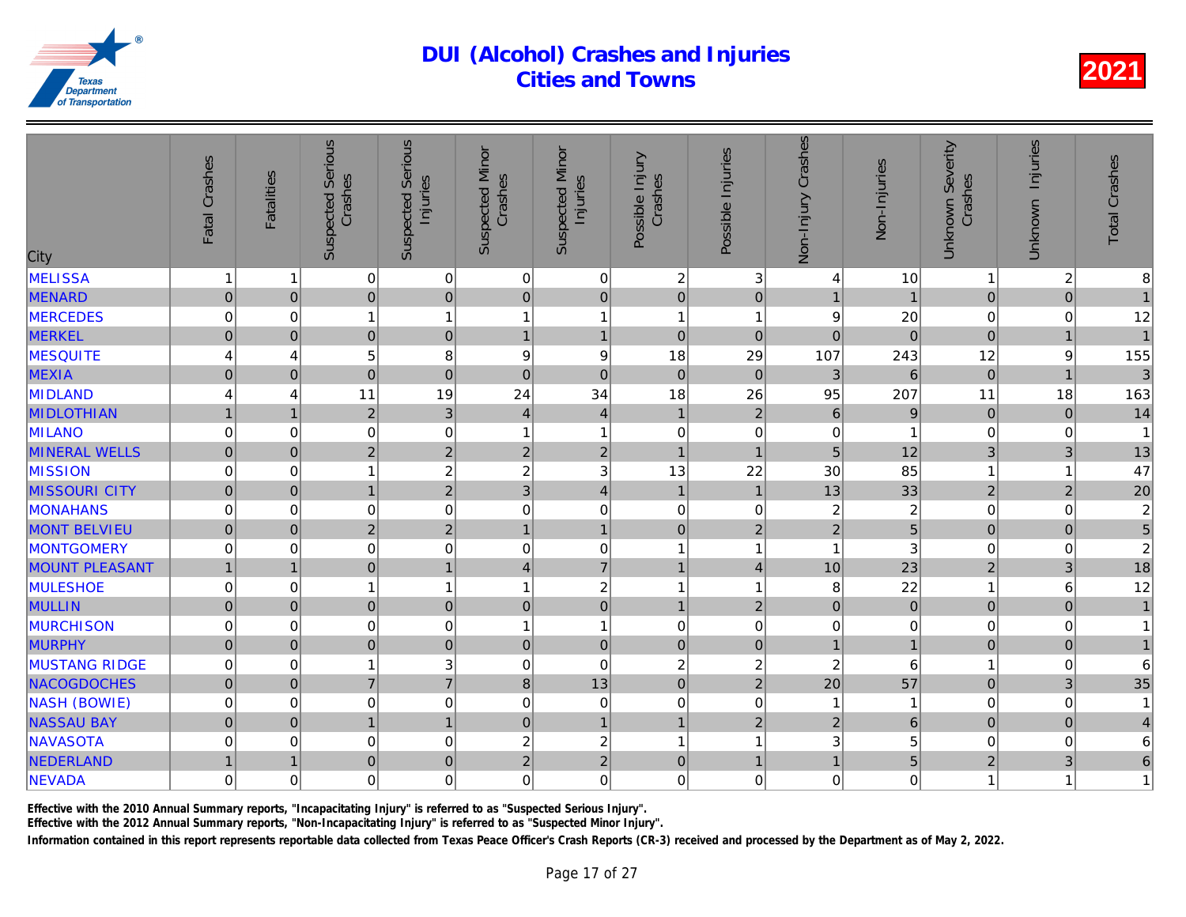# DUI (Alcohol) Crashes and Injuries Cities and Towns

2021

| City | Fatal Crashes | Fatalities | Suspected Serious Crashes | Suspected Serious Injuries | Suspected Minor Crashes | Suspected Minor Injuries | Possible Injury Crashes | Possible Injuries | Non-Injury Crashes | Non-Injuries | Unknown Severity Crashes | Unknown Injuries | Total Crashes |
|---|---|---|---|---|---|---|---|---|---|---|---|---|---|
| MELISSA | 1 | 1 | 0 | 0 | 0 | 0 | 2 | 3 | 4 | 10 | 1 | 2 | 8 |
| MENARD | 0 | 0 | 0 | 0 | 0 | 0 | 0 | 0 | 1 | 1 | 0 | 0 | 1 |
| MERCEDES | 0 | 0 | 1 | 1 | 1 | 1 | 1 | 1 | 9 | 20 | 0 | 0 | 12 |
| MERKEL | 0 | 0 | 0 | 0 | 1 | 1 | 0 | 0 | 0 | 0 | 0 | 1 | 1 |
| MESQUITE | 4 | 4 | 5 | 8 | 9 | 9 | 18 | 29 | 107 | 243 | 12 | 9 | 155 |
| MEXIA | 0 | 0 | 0 | 0 | 0 | 0 | 0 | 0 | 3 | 6 | 0 | 1 | 3 |
| MIDLAND | 4 | 4 | 11 | 19 | 24 | 34 | 18 | 26 | 95 | 207 | 11 | 18 | 163 |
| MIDLOTHIAN | 1 | 1 | 2 | 3 | 4 | 4 | 1 | 2 | 6 | 9 | 0 | 0 | 14 |
| MILANO | 0 | 0 | 0 | 0 | 1 | 1 | 0 | 0 | 0 | 1 | 0 | 0 | 1 |
| MINERAL WELLS | 0 | 0 | 2 | 2 | 2 | 2 | 1 | 1 | 5 | 12 | 3 | 3 | 13 |
| MISSION | 0 | 0 | 1 | 2 | 2 | 3 | 13 | 22 | 30 | 85 | 1 | 1 | 47 |
| MISSOURI CITY | 0 | 0 | 1 | 2 | 3 | 4 | 1 | 1 | 13 | 33 | 2 | 2 | 20 |
| MONAHANS | 0 | 0 | 0 | 0 | 0 | 0 | 0 | 0 | 2 | 2 | 0 | 0 | 2 |
| MONT BELVIEU | 0 | 0 | 2 | 2 | 1 | 1 | 0 | 2 | 2 | 5 | 0 | 0 | 5 |
| MONTGOMERY | 0 | 0 | 0 | 0 | 0 | 0 | 1 | 1 | 1 | 3 | 0 | 0 | 2 |
| MOUNT PLEASANT | 1 | 1 | 0 | 1 | 4 | 7 | 1 | 4 | 10 | 23 | 2 | 3 | 18 |
| MULESHOE | 0 | 0 | 1 | 1 | 1 | 2 | 1 | 1 | 8 | 22 | 1 | 6 | 12 |
| MULLIN | 0 | 0 | 0 | 0 | 0 | 0 | 1 | 2 | 0 | 0 | 0 | 0 | 1 |
| MURCHISON | 0 | 0 | 0 | 0 | 1 | 1 | 0 | 0 | 0 | 0 | 0 | 0 | 1 |
| MURPHY | 0 | 0 | 0 | 0 | 0 | 0 | 0 | 0 | 1 | 1 | 0 | 0 | 1 |
| MUSTANG RIDGE | 0 | 0 | 1 | 3 | 0 | 0 | 2 | 2 | 2 | 6 | 1 | 0 | 6 |
| NACOGDOCHES | 0 | 0 | 7 | 7 | 8 | 13 | 0 | 2 | 20 | 57 | 0 | 3 | 35 |
| NASH (BOWIE) | 0 | 0 | 0 | 0 | 0 | 0 | 0 | 0 | 1 | 1 | 0 | 0 | 1 |
| NASSAU BAY | 0 | 0 | 1 | 1 | 0 | 1 | 1 | 2 | 2 | 6 | 0 | 0 | 4 |
| NAVASOTA | 0 | 0 | 0 | 0 | 2 | 2 | 1 | 1 | 3 | 5 | 0 | 0 | 6 |
| NEDERLAND | 1 | 1 | 0 | 0 | 2 | 2 | 0 | 1 | 1 | 5 | 2 | 3 | 6 |
| NEVADA | 0 | 0 | 0 | 0 | 0 | 0 | 0 | 0 | 0 | 0 | 1 | 1 | 1 |

Effective with the 2010 Annual Summary reports, "Incapacitating Injury" is referred to as "Suspected Serious Injury".

Effective with the 2012 Annual Summary reports, "Non-Incapacitating Injury" is referred to as "Suspected Minor Injury".

Information contained in this report represents reportable data collected from Texas Peace Officer's Crash Reports (CR-3) received and processed by the Department as of May 2, 2022.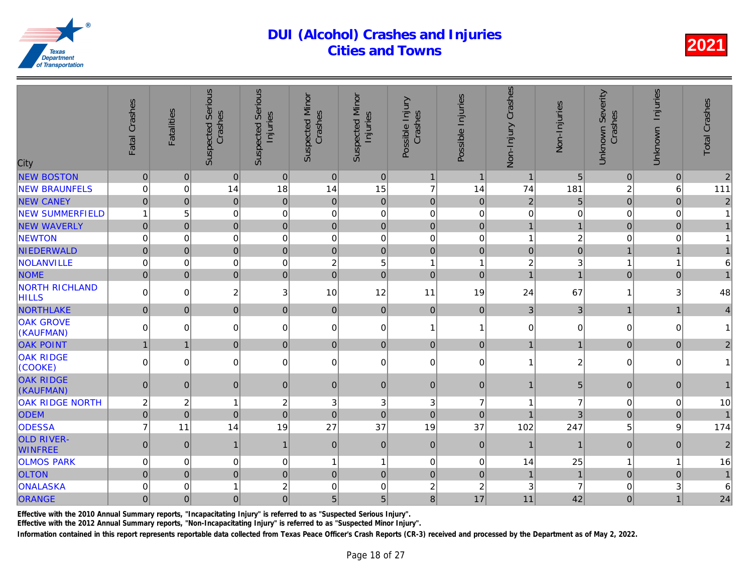# DUI (Alcohol) Crashes and Injuries
## Cities and Towns

2021

| City | Fatal Crashes | Fatalities | Suspected Serious Crashes | Suspected Serious Injuries | Suspected Minor Crashes | Suspected Minor Injuries | Possible Injury Crashes | Possible Injuries | Non-Injury Crashes | Non-Injuries | Unknown Severity Crashes | Unknown Injuries | Total Crashes |
|---|---|---|---|---|---|---|---|---|---|---|---|---|---|
| NEW BOSTON | 0 | 0 | 0 | 0 | 0 | 0 | 1 | 1 | 1 | 5 | 0 | 0 | 2 |
| NEW BRAUNFELS | 0 | 0 | 14 | 18 | 14 | 15 | 7 | 14 | 74 | 181 | 2 | 6 | 111 |
| NEW CANEY | 0 | 0 | 0 | 0 | 0 | 0 | 0 | 0 | 2 | 5 | 0 | 0 | 2 |
| NEW SUMMERFIELD | 1 | 5 | 0 | 0 | 0 | 0 | 0 | 0 | 0 | 0 | 0 | 0 | 1 |
| NEW WAVERLY | 0 | 0 | 0 | 0 | 0 | 0 | 0 | 0 | 1 | 1 | 0 | 0 | 1 |
| NEWTON | 0 | 0 | 0 | 0 | 0 | 0 | 0 | 0 | 1 | 2 | 0 | 0 | 1 |
| NIEDERWALD | 0 | 0 | 0 | 0 | 0 | 0 | 0 | 0 | 0 | 0 | 1 | 1 | 1 |
| NOLANVILLE | 0 | 0 | 0 | 0 | 2 | 5 | 1 | 1 | 2 | 3 | 1 | 1 | 6 |
| NOME | 0 | 0 | 0 | 0 | 0 | 0 | 0 | 0 | 1 | 1 | 0 | 0 | 1 |
| NORTH RICHLAND HILLS | 0 | 0 | 2 | 3 | 10 | 12 | 11 | 19 | 24 | 67 | 1 | 3 | 48 |
| NORTHLAKE | 0 | 0 | 0 | 0 | 0 | 0 | 0 | 0 | 3 | 3 | 1 | 1 | 4 |
| OAK GROVE (KAUFMAN) | 0 | 0 | 0 | 0 | 0 | 0 | 1 | 1 | 0 | 0 | 0 | 0 | 1 |
| OAK POINT | 1 | 1 | 0 | 0 | 0 | 0 | 0 | 0 | 1 | 1 | 0 | 0 | 2 |
| OAK RIDGE (COOKE) | 0 | 0 | 0 | 0 | 0 | 0 | 0 | 0 | 1 | 2 | 0 | 0 | 1 |
| OAK RIDGE (KAUFMAN) | 0 | 0 | 0 | 0 | 0 | 0 | 0 | 0 | 1 | 5 | 0 | 0 | 1 |
| OAK RIDGE NORTH | 2 | 2 | 1 | 2 | 3 | 3 | 3 | 7 | 1 | 7 | 0 | 0 | 10 |
| ODEM | 0 | 0 | 0 | 0 | 0 | 0 | 0 | 0 | 1 | 3 | 0 | 0 | 1 |
| ODESSA | 7 | 11 | 14 | 19 | 27 | 37 | 19 | 37 | 102 | 247 | 5 | 9 | 174 |
| OLD RIVER-WINFREE | 0 | 0 | 1 | 1 | 0 | 0 | 0 | 0 | 1 | 1 | 0 | 0 | 2 |
| OLMOS PARK | 0 | 0 | 0 | 0 | 1 | 1 | 0 | 0 | 14 | 25 | 1 | 1 | 16 |
| OLTON | 0 | 0 | 0 | 0 | 0 | 0 | 0 | 0 | 1 | 1 | 0 | 0 | 1 |
| ONALASKA | 0 | 0 | 1 | 2 | 0 | 0 | 2 | 2 | 3 | 7 | 0 | 3 | 6 |
| ORANGE | 0 | 0 | 0 | 0 | 5 | 5 | 8 | 17 | 11 | 42 | 0 | 1 | 24 |

Effective with the 2010 Annual Summary reports, "Incapacitating Injury" is referred to as "Suspected Serious Injury".

Effective with the 2012 Annual Summary reports, "Non-Incapacitating Injury" is referred to as "Suspected Minor Injury".

Information contained in this report represents reportable data collected from Texas Peace Officer's Crash Reports (CR-3) received and processed by the Department as of May 2, 2022.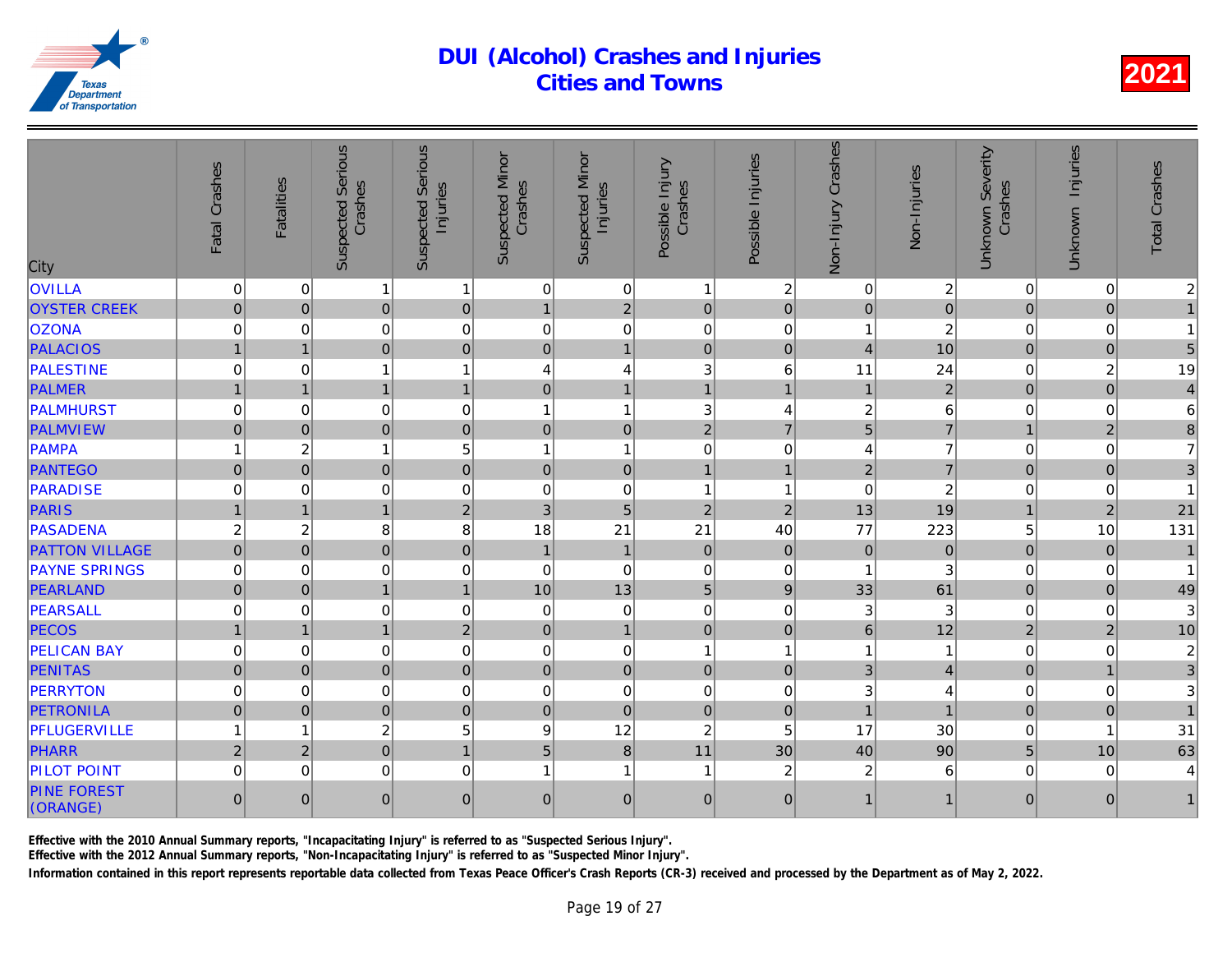# DUI (Alcohol) Crashes and Injuries
## Cities and Towns

2021

| City | Fatal Crashes | Fatalities | Suspected Serious Crashes | Suspected Serious Injuries | Suspected Minor Crashes | Suspected Minor Injuries | Possible Injury Crashes | Possible Injuries | Non-Injury Crashes | Non-Injuries | Unknown Severity Crashes | Unknown Injuries | Total Crashes |
|---|---|---|---|---|---|---|---|---|---|---|---|---|---|
| OVILLA | 0 | 0 | 1 | 1 | 0 | 0 | 1 | 2 | 0 | 2 | 0 | 0 | 2 |
| OYSTER CREEK | 0 | 0 | 0 | 0 | 1 | 2 | 0 | 0 | 0 | 0 | 0 | 0 | 1 |
| OZONA | 0 | 0 | 0 | 0 | 0 | 0 | 0 | 0 | 1 | 2 | 0 | 0 | 1 |
| PALACIOS | 1 | 1 | 0 | 0 | 0 | 1 | 0 | 0 | 4 | 10 | 0 | 0 | 5 |
| PALESTINE | 0 | 0 | 1 | 1 | 4 | 4 | 3 | 6 | 11 | 24 | 0 | 2 | 19 |
| PALMER | 1 | 1 | 1 | 1 | 0 | 1 | 1 | 1 | 1 | 2 | 0 | 0 | 4 |
| PALMHURST | 0 | 0 | 0 | 0 | 1 | 1 | 3 | 4 | 2 | 6 | 0 | 0 | 6 |
| PALMVIEW | 0 | 0 | 0 | 0 | 0 | 0 | 2 | 7 | 5 | 7 | 1 | 2 | 8 |
| PAMPA | 1 | 2 | 1 | 5 | 1 | 1 | 0 | 0 | 4 | 7 | 0 | 0 | 7 |
| PANTEGO | 0 | 0 | 0 | 0 | 0 | 0 | 1 | 1 | 2 | 7 | 0 | 0 | 3 |
| PARADISE | 0 | 0 | 0 | 0 | 0 | 0 | 1 | 1 | 0 | 2 | 0 | 0 | 1 |
| PARIS | 1 | 1 | 1 | 2 | 3 | 5 | 2 | 2 | 13 | 19 | 1 | 2 | 21 |
| PASADENA | 2 | 2 | 8 | 8 | 18 | 21 | 21 | 40 | 77 | 223 | 5 | 10 | 131 |
| PATTON VILLAGE | 0 | 0 | 0 | 0 | 1 | 1 | 0 | 0 | 0 | 0 | 0 | 0 | 1 |
| PAYNE SPRINGS | 0 | 0 | 0 | 0 | 0 | 0 | 0 | 0 | 1 | 3 | 0 | 0 | 1 |
| PEARLAND | 0 | 0 | 1 | 1 | 10 | 13 | 5 | 9 | 33 | 61 | 0 | 0 | 49 |
| PEARSALL | 0 | 0 | 0 | 0 | 0 | 0 | 0 | 0 | 3 | 3 | 0 | 0 | 3 |
| PECOS | 1 | 1 | 1 | 2 | 0 | 1 | 0 | 0 | 6 | 12 | 2 | 2 | 10 |
| PELICAN BAY | 0 | 0 | 0 | 0 | 0 | 0 | 1 | 1 | 1 | 1 | 0 | 0 | 2 |
| PENITAS | 0 | 0 | 0 | 0 | 0 | 0 | 0 | 0 | 3 | 4 | 0 | 1 | 3 |
| PERRYTON | 0 | 0 | 0 | 0 | 0 | 0 | 0 | 0 | 3 | 4 | 0 | 0 | 3 |
| PETRONILA | 0 | 0 | 0 | 0 | 0 | 0 | 0 | 0 | 1 | 1 | 0 | 0 | 1 |
| PFLUGERVILLE | 1 | 1 | 2 | 5 | 9 | 12 | 2 | 5 | 17 | 30 | 0 | 1 | 31 |
| PHARR | 2 | 2 | 0 | 1 | 5 | 8 | 11 | 30 | 40 | 90 | 5 | 10 | 63 |
| PILOT POINT | 0 | 0 | 0 | 0 | 1 | 1 | 1 | 2 | 2 | 6 | 0 | 0 | 4 |
| PINE FOREST (ORANGE) | 0 | 0 | 0 | 0 | 0 | 0 | 0 | 0 | 1 | 1 | 0 | 0 | 1 |

Effective with the 2010 Annual Summary reports, "Incapacitating Injury" is referred to as "Suspected Serious Injury".
Effective with the 2012 Annual Summary reports, "Non-Incapacitating Injury" is referred to as "Suspected Minor Injury".
Information contained in this report represents reportable data collected from Texas Peace Officer's Crash Reports (CR-3) received and processed by the Department as of May 2, 2022.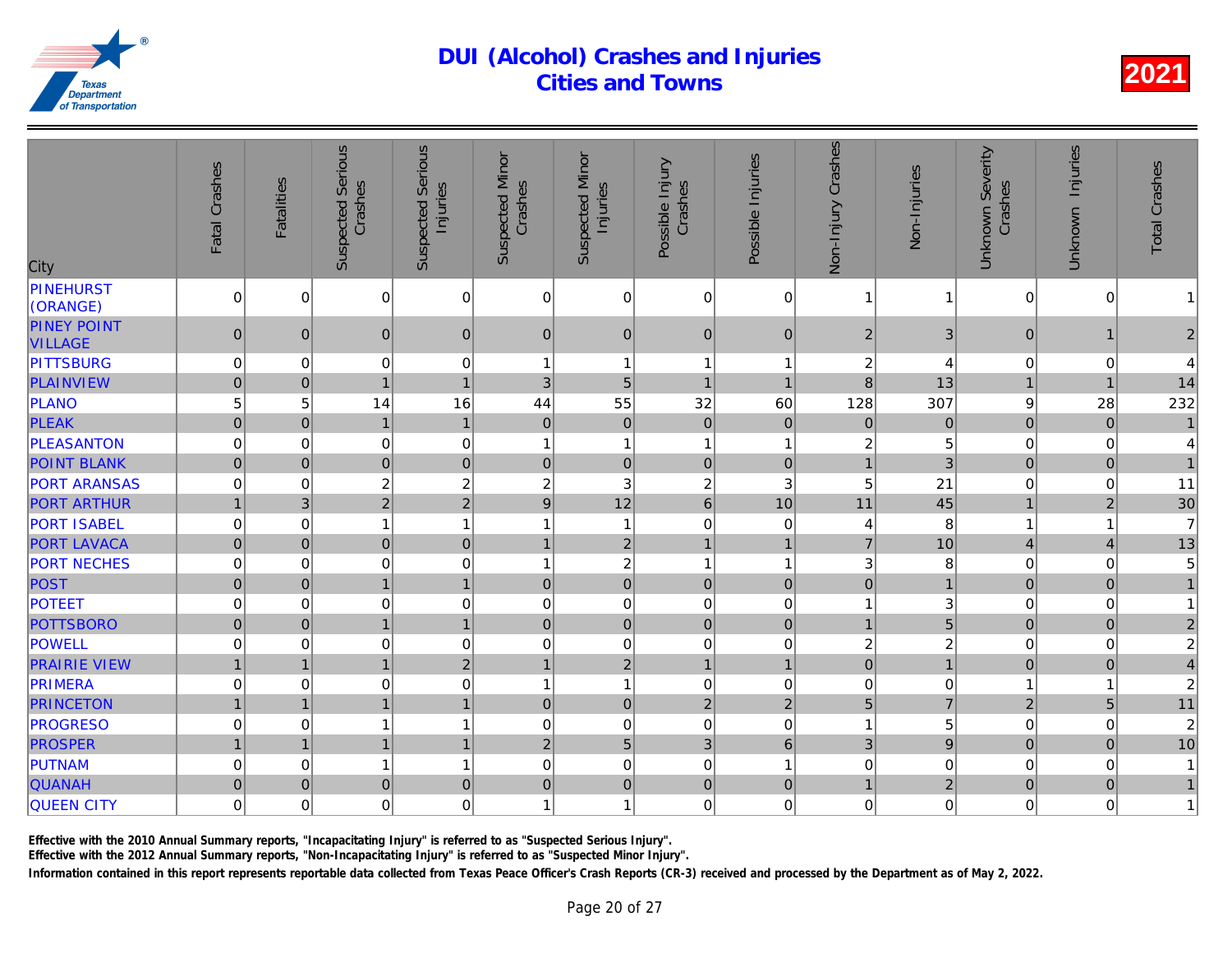# DUI (Alcohol) Crashes and Injuries Cities and Towns

**2021**

| City | Fatal Crashes | Fatalities | Suspected Serious Crashes | Suspected Serious Injuries | Suspected Minor Crashes | Suspected Minor Injuries | Possible Injury Crashes | Possible Injuries | Non-Injury Crashes | Non-Injuries | Unknown Severity Crashes | Unknown Injuries | Total Crashes |
|---|---|---|---|---|---|---|---|---|---|---|---|---|---|
| PINEHURST (ORANGE) | 0 | 0 | 0 | 0 | 0 | 0 | 0 | 0 | 1 | 1 | 0 | 0 | 1 |
| PINEY POINT VILLAGE | 0 | 0 | 0 | 0 | 0 | 0 | 0 | 0 | 2 | 3 | 0 | 1 | 2 |
| PITTSBURG | 0 | 0 | 0 | 0 | 1 | 1 | 1 | 1 | 2 | 4 | 0 | 0 | 4 |
| PLAINVIEW | 0 | 0 | 1 | 1 | 3 | 5 | 1 | 1 | 8 | 13 | 1 | 1 | 14 |
| PLANO | 5 | 5 | 14 | 16 | 44 | 55 | 32 | 60 | 128 | 307 | 9 | 28 | 232 |
| PLEAK | 0 | 0 | 1 | 1 | 0 | 0 | 0 | 0 | 0 | 0 | 0 | 0 | 1 |
| PLEASANTON | 0 | 0 | 0 | 0 | 1 | 1 | 1 | 1 | 2 | 5 | 0 | 0 | 4 |
| POINT BLANK | 0 | 0 | 0 | 0 | 0 | 0 | 0 | 0 | 1 | 3 | 0 | 0 | 1 |
| PORT ARANSAS | 0 | 0 | 2 | 2 | 2 | 3 | 2 | 3 | 5 | 21 | 0 | 0 | 11 |
| PORT ARTHUR | 1 | 3 | 2 | 2 | 9 | 12 | 6 | 10 | 11 | 45 | 1 | 2 | 30 |
| PORT ISABEL | 0 | 0 | 1 | 1 | 1 | 1 | 0 | 0 | 4 | 8 | 1 | 1 | 7 |
| PORT LAVACA | 0 | 0 | 0 | 0 | 1 | 2 | 1 | 1 | 7 | 10 | 4 | 4 | 13 |
| PORT NECHES | 0 | 0 | 0 | 0 | 1 | 2 | 1 | 1 | 3 | 8 | 0 | 0 | 5 |
| POST | 0 | 0 | 1 | 1 | 0 | 0 | 0 | 0 | 0 | 1 | 0 | 0 | 1 |
| POTEET | 0 | 0 | 0 | 0 | 0 | 0 | 0 | 0 | 1 | 3 | 0 | 0 | 1 |
| POTTSBORO | 0 | 0 | 1 | 1 | 0 | 0 | 0 | 0 | 1 | 5 | 0 | 0 | 2 |
| POWELL | 0 | 0 | 0 | 0 | 0 | 0 | 0 | 0 | 2 | 2 | 0 | 0 | 2 |
| PRAIRIE VIEW | 1 | 1 | 1 | 2 | 1 | 2 | 1 | 1 | 0 | 1 | 0 | 0 | 4 |
| PRIMERA | 0 | 0 | 0 | 0 | 1 | 1 | 0 | 0 | 0 | 0 | 1 | 1 | 2 |
| PRINCETON | 1 | 1 | 1 | 1 | 0 | 0 | 2 | 2 | 5 | 7 | 2 | 5 | 11 |
| PROGRESO | 0 | 0 | 1 | 1 | 0 | 0 | 0 | 0 | 1 | 5 | 0 | 0 | 2 |
| PROSPER | 1 | 1 | 1 | 1 | 2 | 5 | 3 | 6 | 3 | 9 | 0 | 0 | 10 |
| PUTNAM | 0 | 0 | 1 | 1 | 0 | 0 | 0 | 1 | 0 | 0 | 0 | 0 | 1 |
| QUANAH | 0 | 0 | 0 | 0 | 0 | 0 | 0 | 0 | 1 | 2 | 0 | 0 | 1 |
| QUEEN CITY | 0 | 0 | 0 | 0 | 1 | 1 | 0 | 0 | 0 | 0 | 0 | 0 | 1 |

Effective with the 2010 Annual Summary reports, "Incapacitating Injury" is referred to as "Suspected Serious Injury".

Effective with the 2012 Annual Summary reports, "Non-Incapacitating Injury" is referred to as "Suspected Minor Injury".

Information contained in this report represents reportable data collected from Texas Peace Officer's Crash Reports (CR-3) received and processed by the Department as of May 2, 2022.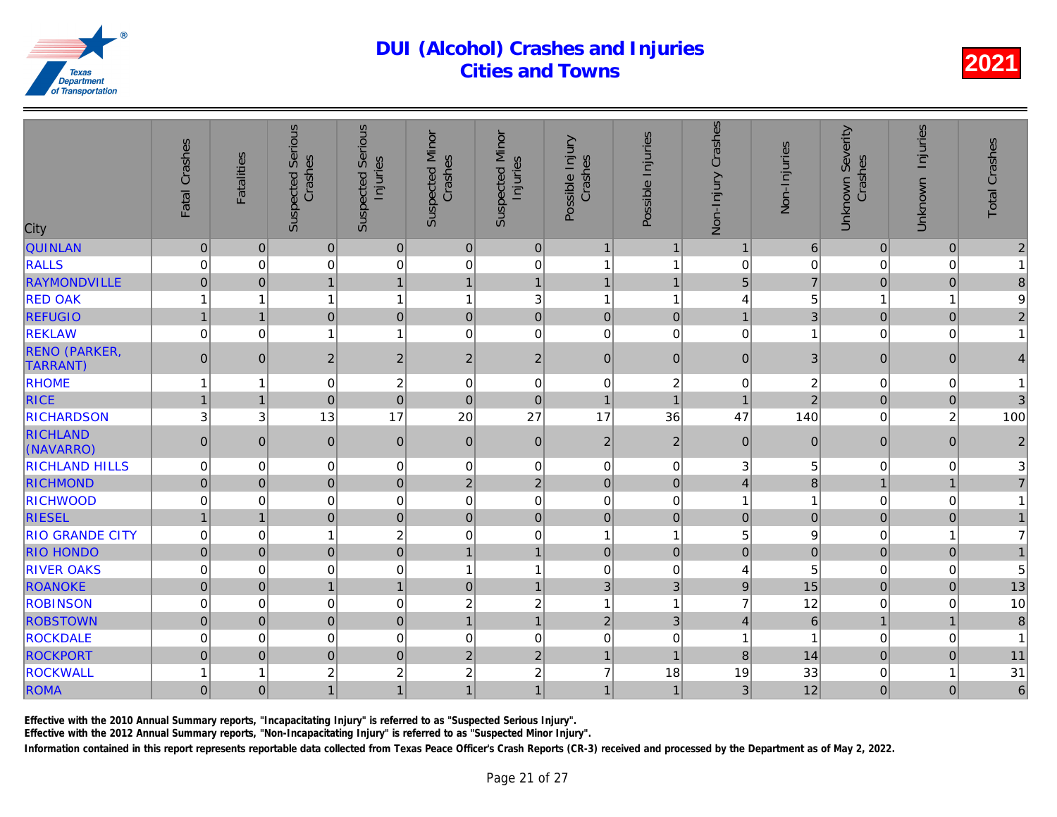# DUI (Alcohol) Crashes and Injuries
# Cities and Towns

**2021**

| City | Fatal Crashes | Fatalities | Suspected Serious Crashes | Suspected Serious Injuries | Suspected Minor Crashes | Suspected Minor Injuries | Possible Injury Crashes | Possible Injuries | Non-Injury Crashes | Non-Injuries | Unknown Severity Crashes | Unknown Injuries | Total Crashes |
|---|---|---|---|---|---|---|---|---|---|---|---|---|---|
| QUINLAN | 0 | 0 | 0 | 0 | 0 | 0 | 1 | 1 | 1 | 6 | 0 | 0 | 2 |
| RALLS | 0 | 0 | 0 | 0 | 0 | 0 | 1 | 1 | 0 | 0 | 0 | 0 | 1 |
| RAYMONDVILLE | 0 | 0 | 1 | 1 | 1 | 1 | 1 | 1 | 5 | 7 | 0 | 0 | 8 |
| RED OAK | 1 | 1 | 1 | 1 | 1 | 3 | 1 | 1 | 4 | 5 | 1 | 1 | 9 |
| REFUGIO | 1 | 1 | 0 | 0 | 0 | 0 | 0 | 0 | 1 | 3 | 0 | 0 | 2 |
| REKLAW | 0 | 0 | 1 | 1 | 0 | 0 | 0 | 0 | 0 | 1 | 0 | 0 | 1 |
| RENO (PARKER, TARRANT) | 0 | 0 | 2 | 2 | 2 | 2 | 0 | 0 | 0 | 3 | 0 | 0 | 4 |
| RHOME | 1 | 1 | 0 | 2 | 0 | 0 | 0 | 2 | 0 | 2 | 0 | 0 | 1 |
| RICE | 1 | 1 | 0 | 0 | 0 | 0 | 1 | 1 | 1 | 2 | 0 | 0 | 3 |
| RICHARDSON | 3 | 3 | 13 | 17 | 20 | 27 | 17 | 36 | 47 | 140 | 0 | 2 | 100 |
| RICHLAND (NAVARRO) | 0 | 0 | 0 | 0 | 0 | 0 | 2 | 2 | 0 | 0 | 0 | 0 | 2 |
| RICHLAND HILLS | 0 | 0 | 0 | 0 | 0 | 0 | 0 | 0 | 3 | 5 | 0 | 0 | 3 |
| RICHMOND | 0 | 0 | 0 | 0 | 2 | 2 | 0 | 0 | 4 | 8 | 1 | 1 | 7 |
| RICHWOOD | 0 | 0 | 0 | 0 | 0 | 0 | 0 | 0 | 1 | 1 | 0 | 0 | 1 |
| RIESEL | 1 | 1 | 0 | 0 | 0 | 0 | 0 | 0 | 0 | 0 | 0 | 0 | 1 |
| RIO GRANDE CITY | 0 | 0 | 1 | 2 | 0 | 0 | 1 | 1 | 5 | 9 | 0 | 1 | 7 |
| RIO HONDO | 0 | 0 | 0 | 0 | 1 | 1 | 0 | 0 | 0 | 0 | 0 | 0 | 1 |
| RIVER OAKS | 0 | 0 | 0 | 0 | 1 | 1 | 0 | 0 | 4 | 5 | 0 | 0 | 5 |
| ROANOKE | 0 | 0 | 1 | 1 | 0 | 1 | 3 | 3 | 9 | 15 | 0 | 0 | 13 |
| ROBINSON | 0 | 0 | 0 | 0 | 2 | 2 | 1 | 1 | 7 | 12 | 0 | 0 | 10 |
| ROBSTOWN | 0 | 0 | 0 | 0 | 1 | 1 | 2 | 3 | 4 | 6 | 1 | 1 | 8 |
| ROCKDALE | 0 | 0 | 0 | 0 | 0 | 0 | 0 | 0 | 1 | 1 | 0 | 0 | 1 |
| ROCKPORT | 0 | 0 | 0 | 0 | 2 | 2 | 1 | 1 | 8 | 14 | 0 | 0 | 11 |
| ROCKWALL | 1 | 1 | 2 | 2 | 2 | 2 | 7 | 18 | 19 | 33 | 0 | 1 | 31 |
| ROMA | 0 | 0 | 1 | 1 | 1 | 1 | 1 | 1 | 3 | 12 | 0 | 0 | 6 |

Effective with the 2010 Annual Summary reports, "Incapacitating Injury" is referred to as "Suspected Serious Injury".

Effective with the 2012 Annual Summary reports, "Non-Incapacitating Injury" is referred to as "Suspected Minor Injury".

Information contained in this report represents reportable data collected from Texas Peace Officer's Crash Reports (CR-3) received and processed by the Department as of May 2, 2022.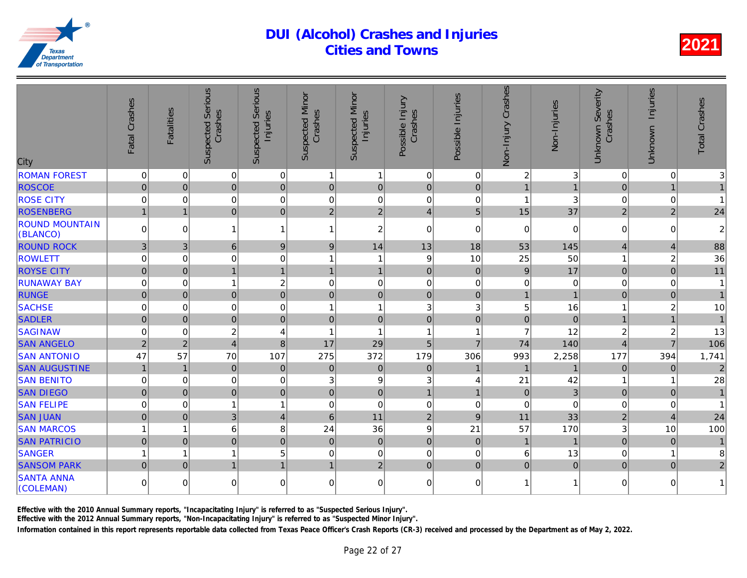# DUI (Alcohol) Crashes and Injuries
# Cities and Towns

**2021**

| City | Fatal Crashes | Fatalities | Suspected Serious Crashes | Suspected Serious Injuries | Suspected Minor Crashes | Suspected Minor Injuries | Possible Injury Crashes | Possible Injuries | Non-Injury Crashes | Non-Injuries | Unknown Severity Crashes | Unknown Injuries | Total Crashes |
|---|---|---|---|---|---|---|---|---|---|---|---|---|---|
| ROMAN FOREST | 0 | 0 | 0 | 0 | 1 | 1 | 0 | 0 | 2 | 3 | 0 | 0 | 3 |
| ROSCOE | 0 | 0 | 0 | 0 | 0 | 0 | 0 | 0 | 1 | 1 | 0 | 1 | 1 |
| ROSE CITY | 0 | 0 | 0 | 0 | 0 | 0 | 0 | 0 | 1 | 3 | 0 | 0 | 1 |
| ROSENBERG | 1 | 1 | 0 | 0 | 2 | 2 | 4 | 5 | 15 | 37 | 2 | 2 | 24 |
| ROUND MOUNTAIN (BLANCO) | 0 | 0 | 1 | 1 | 1 | 2 | 0 | 0 | 0 | 0 | 0 | 0 | 2 |
| ROUND ROCK | 3 | 3 | 6 | 9 | 9 | 14 | 13 | 18 | 53 | 145 | 4 | 4 | 88 |
| ROWLETT | 0 | 0 | 0 | 0 | 1 | 1 | 9 | 10 | 25 | 50 | 1 | 2 | 36 |
| ROYSE CITY | 0 | 0 | 1 | 1 | 1 | 1 | 0 | 0 | 9 | 17 | 0 | 0 | 11 |
| RUNAWAY BAY | 0 | 0 | 1 | 2 | 0 | 0 | 0 | 0 | 0 | 0 | 0 | 0 | 1 |
| RUNGE | 0 | 0 | 0 | 0 | 0 | 0 | 0 | 0 | 1 | 1 | 0 | 0 | 1 |
| SACHSE | 0 | 0 | 0 | 0 | 1 | 1 | 3 | 3 | 5 | 16 | 1 | 2 | 10 |
| SADLER | 0 | 0 | 0 | 0 | 0 | 0 | 0 | 0 | 0 | 0 | 1 | 1 | 1 |
| SAGINAW | 0 | 0 | 2 | 4 | 1 | 1 | 1 | 1 | 7 | 12 | 2 | 2 | 13 |
| SAN ANGELO | 2 | 2 | 4 | 8 | 17 | 29 | 5 | 7 | 74 | 140 | 4 | 7 | 106 |
| SAN ANTONIO | 47 | 57 | 70 | 107 | 275 | 372 | 179 | 306 | 993 | 2,258 | 177 | 394 | 1,741 |
| SAN AUGUSTINE | 1 | 1 | 0 | 0 | 0 | 0 | 0 | 1 | 1 | 1 | 0 | 0 | 2 |
| SAN BENITO | 0 | 0 | 0 | 0 | 3 | 9 | 3 | 4 | 21 | 42 | 1 | 1 | 28 |
| SAN DIEGO | 0 | 0 | 0 | 0 | 0 | 0 | 1 | 1 | 0 | 3 | 0 | 0 | 1 |
| SAN FELIPE | 0 | 0 | 1 | 1 | 0 | 0 | 0 | 0 | 0 | 0 | 0 | 0 | 1 |
| SAN JUAN | 0 | 0 | 3 | 4 | 6 | 11 | 2 | 9 | 11 | 33 | 2 | 4 | 24 |
| SAN MARCOS | 1 | 1 | 6 | 8 | 24 | 36 | 9 | 21 | 57 | 170 | 3 | 10 | 100 |
| SAN PATRICIO | 0 | 0 | 0 | 0 | 0 | 0 | 0 | 0 | 1 | 1 | 0 | 0 | 1 |
| SANGER | 1 | 1 | 1 | 5 | 0 | 0 | 0 | 0 | 6 | 13 | 0 | 1 | 8 |
| SANSOM PARK | 0 | 0 | 1 | 1 | 1 | 2 | 0 | 0 | 0 | 0 | 0 | 0 | 2 |
| SANTA ANNA (COLEMAN) | 0 | 0 | 0 | 0 | 0 | 0 | 0 | 0 | 1 | 1 | 0 | 0 | 1 |

Effective with the 2010 Annual Summary reports, "Incapacitating Injury" is referred to as "Suspected Serious Injury".

Effective with the 2012 Annual Summary reports, "Non-Incapacitating Injury" is referred to as "Suspected Minor Injury".

Information contained in this report represents reportable data collected from Texas Peace Officer's Crash Reports (CR-3) received and processed by the Department as of May 2, 2022.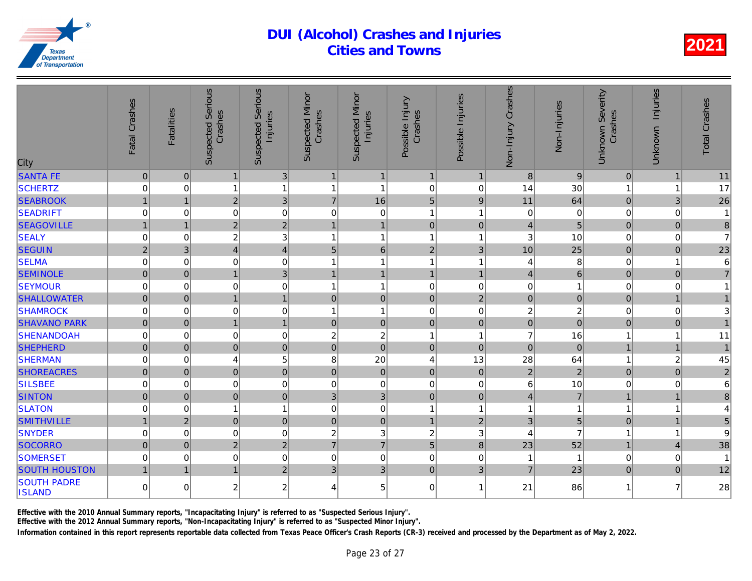# DUI (Alcohol) Crashes and Injuries
## Cities and Towns

2021

| City | Fatal Crashes | Fatalities | Suspected Serious Crashes | Suspected Serious Injuries | Suspected Minor Crashes | Suspected Minor Injuries | Possible Injury Crashes | Possible Injuries | Non-Injury Crashes | Non-Injuries | Unknown Severity Crashes | Unknown Injuries | Total Crashes |
|---|---|---|---|---|---|---|---|---|---|---|---|---|---|
| SANTA FE | 0 | 0 | 1 | 3 | 1 | 1 | 1 | 1 | 8 | 9 | 0 | 1 | 11 |
| SCHERTZ | 0 | 0 | 1 | 1 | 1 | 1 | 0 | 0 | 14 | 30 | 1 | 1 | 17 |
| SEABROOK | 1 | 1 | 2 | 3 | 7 | 16 | 5 | 9 | 11 | 64 | 0 | 3 | 26 |
| SEADRIFT | 0 | 0 | 0 | 0 | 0 | 0 | 1 | 1 | 0 | 0 | 0 | 0 | 1 |
| SEAGOVILLE | 1 | 1 | 2 | 2 | 1 | 1 | 0 | 0 | 4 | 5 | 0 | 0 | 8 |
| SEALY | 0 | 0 | 2 | 3 | 1 | 1 | 1 | 1 | 3 | 10 | 0 | 0 | 7 |
| SEGUIN | 2 | 3 | 4 | 4 | 5 | 6 | 2 | 3 | 10 | 25 | 0 | 0 | 23 |
| SELMA | 0 | 0 | 0 | 0 | 1 | 1 | 1 | 1 | 4 | 8 | 0 | 1 | 6 |
| SEMINOLE | 0 | 0 | 1 | 3 | 1 | 1 | 1 | 1 | 4 | 6 | 0 | 0 | 7 |
| SEYMOUR | 0 | 0 | 0 | 0 | 1 | 1 | 0 | 0 | 0 | 1 | 0 | 0 | 1 |
| SHALLOWATER | 0 | 0 | 1 | 1 | 0 | 0 | 0 | 2 | 0 | 0 | 0 | 1 | 1 |
| SHAMROCK | 0 | 0 | 0 | 0 | 1 | 1 | 0 | 0 | 2 | 2 | 0 | 0 | 3 |
| SHAVANO PARK | 0 | 0 | 1 | 1 | 0 | 0 | 0 | 0 | 0 | 0 | 0 | 0 | 1 |
| SHENANDOAH | 0 | 0 | 0 | 0 | 2 | 2 | 1 | 1 | 7 | 16 | 1 | 1 | 11 |
| SHEPHERD | 0 | 0 | 0 | 0 | 0 | 0 | 0 | 0 | 0 | 0 | 1 | 1 | 1 |
| SHERMAN | 0 | 0 | 4 | 5 | 8 | 20 | 4 | 13 | 28 | 64 | 1 | 2 | 45 |
| SHOREACRES | 0 | 0 | 0 | 0 | 0 | 0 | 0 | 0 | 2 | 2 | 0 | 0 | 2 |
| SILSBEE | 0 | 0 | 0 | 0 | 0 | 0 | 0 | 0 | 6 | 10 | 0 | 0 | 6 |
| SINTON | 0 | 0 | 0 | 0 | 3 | 3 | 0 | 0 | 4 | 7 | 1 | 1 | 8 |
| SLATON | 0 | 0 | 1 | 1 | 0 | 0 | 1 | 1 | 1 | 1 | 1 | 1 | 4 |
| SMITHVILLE | 1 | 2 | 0 | 0 | 0 | 0 | 1 | 2 | 3 | 5 | 0 | 1 | 5 |
| SNYDER | 0 | 0 | 0 | 0 | 2 | 3 | 2 | 3 | 4 | 7 | 1 | 1 | 9 |
| SOCORRO | 0 | 0 | 2 | 2 | 7 | 7 | 5 | 8 | 23 | 52 | 1 | 4 | 38 |
| SOMERSET | 0 | 0 | 0 | 0 | 0 | 0 | 0 | 0 | 1 | 1 | 0 | 0 | 1 |
| SOUTH HOUSTON | 1 | 1 | 1 | 2 | 3 | 3 | 0 | 3 | 7 | 23 | 0 | 0 | 12 |
| SOUTH PADRE ISLAND | 0 | 0 | 2 | 2 | 4 | 5 | 0 | 1 | 21 | 86 | 1 | 7 | 28 |

Effective with the 2010 Annual Summary reports, "Incapacitating Injury" is referred to as "Suspected Serious Injury".

Effective with the 2012 Annual Summary reports, "Non-Incapacitating Injury" is referred to as "Suspected Minor Injury".

Information contained in this report represents reportable data collected from Texas Peace Officer's Crash Reports (CR-3) received and processed by the Department as of May 2, 2022.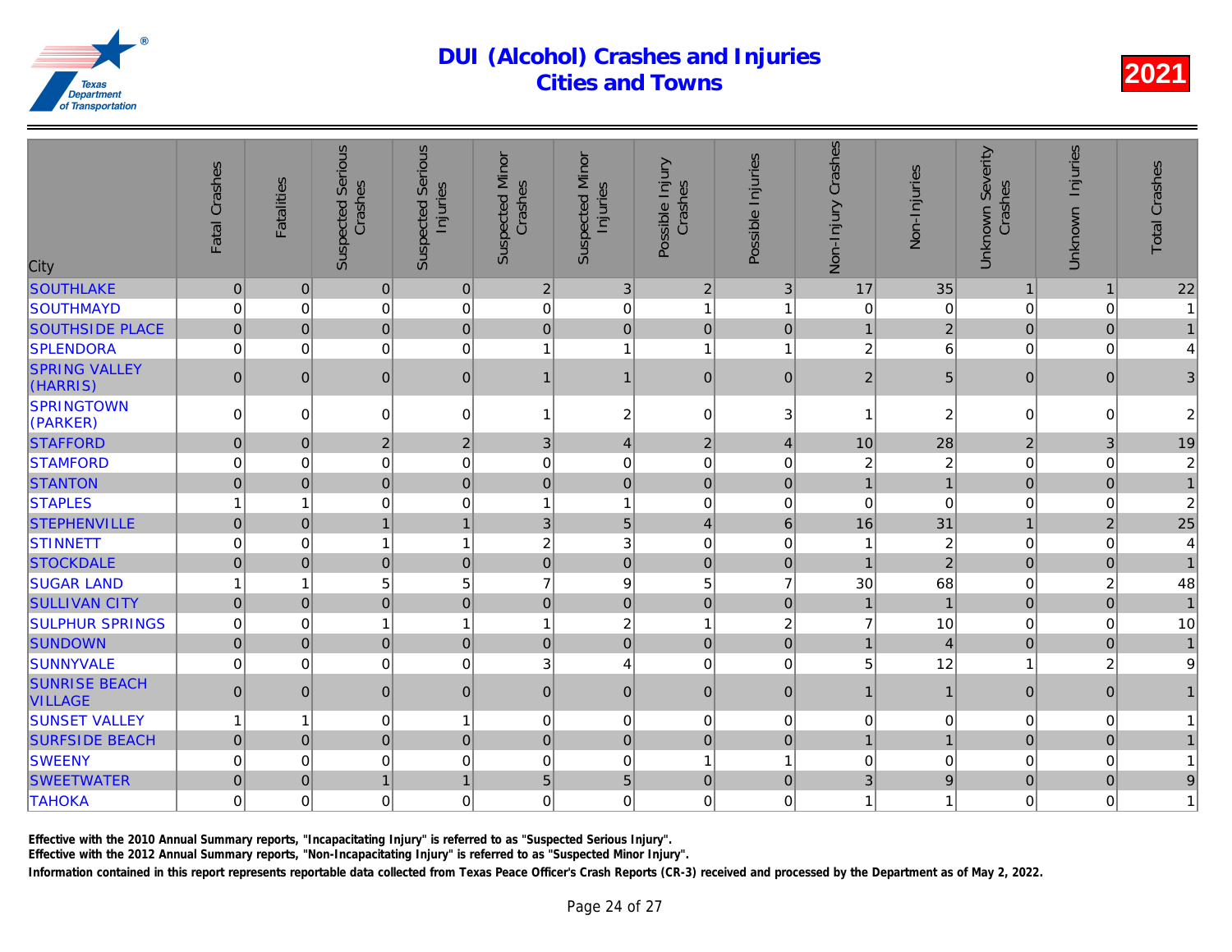# DUI (Alcohol) Crashes and Injuries Cities and Towns

2021

| City | Fatal Crashes | Fatalities | Suspected Serious Crashes | Suspected Serious Injuries | Suspected Minor Crashes | Suspected Minor Injuries | Possible Injury Crashes | Possible Injuries | Non-Injury Crashes | Non-Injuries | Unknown Severity Crashes | Unknown Injuries | Total Crashes |
|---|---|---|---|---|---|---|---|---|---|---|---|---|---|
| SOUTHLAKE | 0 | 0 | 0 | 0 | 2 | 3 | 2 | 3 | 17 | 35 | 1 | 1 | 22 |
| SOUTHMAYD | 0 | 0 | 0 | 0 | 0 | 0 | 1 | 1 | 0 | 0 | 0 | 0 | 1 |
| SOUTHSIDE PLACE | 0 | 0 | 0 | 0 | 0 | 0 | 0 | 0 | 1 | 2 | 0 | 0 | 1 |
| SPLENDORA | 0 | 0 | 0 | 0 | 1 | 1 | 1 | 1 | 2 | 6 | 0 | 0 | 4 |
| SPRING VALLEY (HARRIS) | 0 | 0 | 0 | 0 | 1 | 1 | 0 | 0 | 2 | 5 | 0 | 0 | 3 |
| SPRINGTOWN (PARKER) | 0 | 0 | 0 | 0 | 1 | 2 | 0 | 3 | 1 | 2 | 0 | 0 | 2 |
| STAFFORD | 0 | 0 | 2 | 2 | 3 | 4 | 2 | 4 | 10 | 28 | 2 | 3 | 19 |
| STAMFORD | 0 | 0 | 0 | 0 | 0 | 0 | 0 | 0 | 2 | 2 | 0 | 0 | 2 |
| STANTON | 0 | 0 | 0 | 0 | 0 | 0 | 0 | 0 | 1 | 1 | 0 | 0 | 1 |
| STAPLES | 1 | 1 | 0 | 0 | 1 | 1 | 0 | 0 | 0 | 0 | 0 | 0 | 2 |
| STEPHENVILLE | 0 | 0 | 1 | 1 | 3 | 5 | 4 | 6 | 16 | 31 | 1 | 2 | 25 |
| STINNETT | 0 | 0 | 1 | 1 | 2 | 3 | 0 | 0 | 1 | 2 | 0 | 0 | 4 |
| STOCKDALE | 0 | 0 | 0 | 0 | 0 | 0 | 0 | 0 | 1 | 2 | 0 | 0 | 1 |
| SUGAR LAND | 1 | 1 | 5 | 5 | 7 | 9 | 5 | 7 | 30 | 68 | 0 | 2 | 48 |
| SULLIVAN CITY | 0 | 0 | 0 | 0 | 0 | 0 | 0 | 0 | 1 | 1 | 0 | 0 | 1 |
| SULPHUR SPRINGS | 0 | 0 | 1 | 1 | 1 | 2 | 1 | 2 | 7 | 10 | 0 | 0 | 10 |
| SUNDOWN | 0 | 0 | 0 | 0 | 0 | 0 | 0 | 0 | 1 | 4 | 0 | 0 | 1 |
| SUNNYVALE | 0 | 0 | 0 | 0 | 3 | 4 | 0 | 0 | 5 | 12 | 1 | 2 | 9 |
| SUNRISE BEACH VILLAGE | 0 | 0 | 0 | 0 | 0 | 0 | 0 | 0 | 1 | 1 | 0 | 0 | 1 |
| SUNSET VALLEY | 1 | 1 | 0 | 1 | 0 | 0 | 0 | 0 | 0 | 0 | 0 | 0 | 1 |
| SURFSIDE BEACH | 0 | 0 | 0 | 0 | 0 | 0 | 0 | 0 | 1 | 1 | 0 | 0 | 1 |
| SWEENY | 0 | 0 | 0 | 0 | 0 | 0 | 1 | 1 | 0 | 0 | 0 | 0 | 1 |
| SWEETWATER | 0 | 0 | 1 | 1 | 5 | 5 | 0 | 0 | 3 | 9 | 0 | 0 | 9 |
| TAHOKA | 0 | 0 | 0 | 0 | 0 | 0 | 0 | 0 | 1 | 1 | 0 | 0 | 1 |

Effective with the 2010 Annual Summary reports, "Incapacitating Injury" is referred to as "Suspected Serious Injury".

Effective with the 2012 Annual Summary reports, "Non-Incapacitating Injury" is referred to as "Suspected Minor Injury".

Information contained in this report represents reportable data collected from Texas Peace Officer's Crash Reports (CR-3) received and processed by the Department as of May 2, 2022.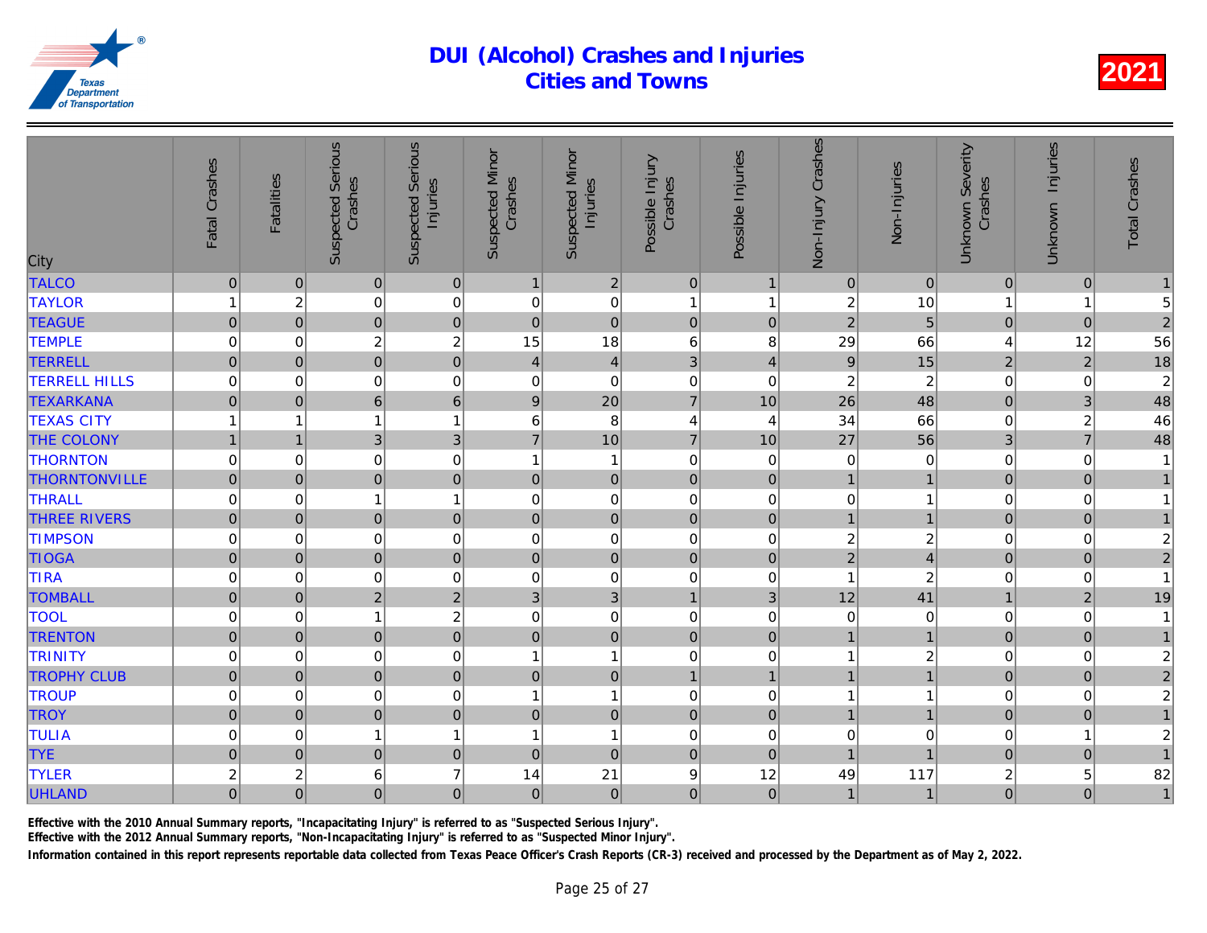# DUI (Alcohol) Crashes and Injuries
## Cities and Towns

Texas Department of Transportation

2021

| City | Fatal Crashes | Fatalities | Suspected Serious Crashes | Suspected Serious Injuries | Suspected Minor Crashes | Suspected Minor Injuries | Possible Injury Crashes | Possible Injuries | Non-Injury Crashes | Non-Injuries | Unknown Severity Crashes | Unknown Injuries | Total Crashes |
|---|---|---|---|---|---|---|---|---|---|---|---|---|---|
| TALCO | 0 | 0 | 0 | 0 | 1 | 2 | 0 | 1 | 0 | 0 | 0 | 0 | 1 |
| TAYLOR | 1 | 2 | 0 | 0 | 0 | 0 | 1 | 1 | 2 | 10 | 1 | 1 | 5 |
| TEAGUE | 0 | 0 | 0 | 0 | 0 | 0 | 0 | 0 | 2 | 5 | 0 | 0 | 2 |
| TEMPLE | 0 | 0 | 2 | 2 | 15 | 18 | 6 | 8 | 29 | 66 | 4 | 12 | 56 |
| TERRELL | 0 | 0 | 0 | 0 | 4 | 4 | 3 | 4 | 9 | 15 | 2 | 2 | 18 |
| TERRELL HILLS | 0 | 0 | 0 | 0 | 0 | 0 | 0 | 0 | 2 | 2 | 0 | 0 | 2 |
| TEXARKANA | 0 | 0 | 6 | 6 | 9 | 20 | 7 | 10 | 26 | 48 | 0 | 3 | 48 |
| TEXAS CITY | 1 | 1 | 1 | 1 | 6 | 8 | 4 | 4 | 34 | 66 | 0 | 2 | 46 |
| THE COLONY | 1 | 1 | 3 | 3 | 7 | 10 | 7 | 10 | 27 | 56 | 3 | 7 | 48 |
| THORNTON | 0 | 0 | 0 | 0 | 1 | 1 | 0 | 0 | 0 | 0 | 0 | 0 | 1 |
| THORNTONVILLE | 0 | 0 | 0 | 0 | 0 | 0 | 0 | 0 | 1 | 1 | 0 | 0 | 1 |
| THRALL | 0 | 0 | 1 | 1 | 0 | 0 | 0 | 0 | 0 | 1 | 0 | 0 | 1 |
| THREE RIVERS | 0 | 0 | 0 | 0 | 0 | 0 | 0 | 0 | 1 | 1 | 0 | 0 | 1 |
| TIMPSON | 0 | 0 | 0 | 0 | 0 | 0 | 0 | 0 | 2 | 2 | 0 | 0 | 2 |
| TIOGA | 0 | 0 | 0 | 0 | 0 | 0 | 0 | 0 | 2 | 4 | 0 | 0 | 2 |
| TIRA | 0 | 0 | 0 | 0 | 0 | 0 | 0 | 0 | 1 | 2 | 0 | 0 | 1 |
| TOMBALL | 0 | 0 | 2 | 2 | 3 | 3 | 1 | 3 | 12 | 41 | 1 | 2 | 19 |
| TOOL | 0 | 0 | 1 | 2 | 0 | 0 | 0 | 0 | 0 | 0 | 0 | 0 | 1 |
| TRENTON | 0 | 0 | 0 | 0 | 0 | 0 | 0 | 0 | 1 | 1 | 0 | 0 | 1 |
| TRINITY | 0 | 0 | 0 | 0 | 1 | 1 | 0 | 0 | 1 | 2 | 0 | 0 | 2 |
| TROPHY CLUB | 0 | 0 | 0 | 0 | 0 | 0 | 1 | 1 | 1 | 1 | 0 | 0 | 2 |
| TROUP | 0 | 0 | 0 | 0 | 1 | 1 | 0 | 0 | 1 | 1 | 0 | 0 | 2 |
| TROY | 0 | 0 | 0 | 0 | 0 | 0 | 0 | 0 | 1 | 1 | 0 | 0 | 1 |
| TULIA | 0 | 0 | 1 | 1 | 1 | 1 | 0 | 0 | 0 | 0 | 0 | 1 | 2 |
| TYE | 0 | 0 | 0 | 0 | 0 | 0 | 0 | 0 | 1 | 1 | 0 | 0 | 1 |
| TYLER | 2 | 2 | 6 | 7 | 14 | 21 | 9 | 12 | 49 | 117 | 2 | 5 | 82 |
| UHLAND | 0 | 0 | 0 | 0 | 0 | 0 | 0 | 0 | 1 | 1 | 0 | 0 | 1 |

Effective with the 2010 Annual Summary reports, "Incapacitating Injury" is referred to as "Suspected Serious Injury".

Effective with the 2012 Annual Summary reports, "Non-Incapacitating Injury" is referred to as "Suspected Minor Injury".

Information contained in this report represents reportable data collected from Texas Peace Officer's Crash Reports (CR-3) received and processed by the Department as of May 2, 2022.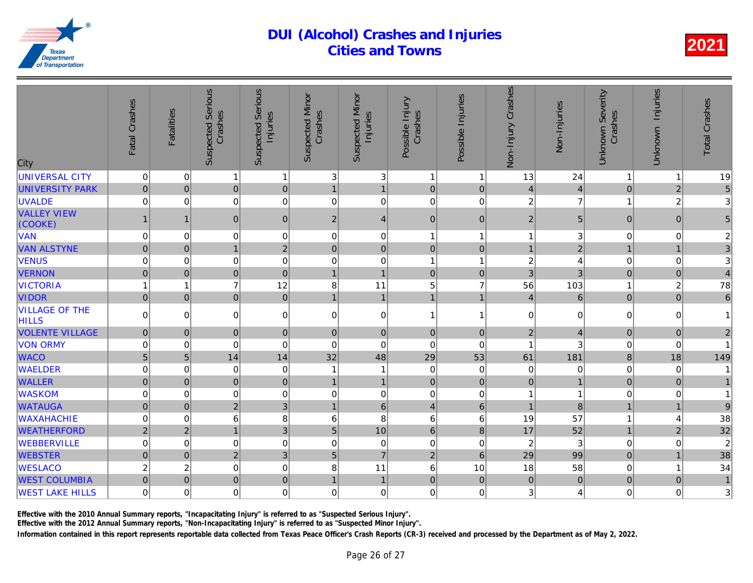# DUI (Alcohol) Crashes and Injuries
## Cities and Towns

2021

| City | Fatal Crashes | Fatalities | Suspected Serious Crashes | Suspected Serious Injuries | Suspected Minor Crashes | Suspected Minor Injuries | Possible Injury Crashes | Possible Injuries | Non-Injury Crashes | Non-Injuries | Unknown Severity Crashes | Unknown Injuries | Total Crashes |
|---|---|---|---|---|---|---|---|---|---|---|---|---|---|
| UNIVERSAL CITY | 0 | 0 | 1 | 1 | 3 | 3 | 1 | 1 | 13 | 24 | 1 | 1 | 19 |
| UNIVERSITY PARK | 0 | 0 | 0 | 0 | 1 | 1 | 0 | 0 | 4 | 4 | 0 | 2 | 5 |
| UVALDE | 0 | 0 | 0 | 0 | 0 | 0 | 0 | 0 | 2 | 7 | 1 | 2 | 3 |
| VALLEY VIEW (COOKE) | 1 | 1 | 0 | 0 | 2 | 4 | 0 | 0 | 2 | 5 | 0 | 0 | 5 |
| VAN | 0 | 0 | 0 | 0 | 0 | 0 | 1 | 1 | 1 | 3 | 0 | 0 | 2 |
| VAN ALSTYNE | 0 | 0 | 1 | 2 | 0 | 0 | 0 | 0 | 1 | 2 | 1 | 1 | 3 |
| VENUS | 0 | 0 | 0 | 0 | 0 | 0 | 1 | 1 | 2 | 4 | 0 | 0 | 3 |
| VERNON | 0 | 0 | 0 | 0 | 1 | 1 | 0 | 0 | 3 | 3 | 0 | 0 | 4 |
| VICTORIA | 1 | 1 | 7 | 12 | 8 | 11 | 5 | 7 | 56 | 103 | 1 | 2 | 78 |
| VIDOR | 0 | 0 | 0 | 0 | 1 | 1 | 1 | 1 | 4 | 6 | 0 | 0 | 6 |
| VILLAGE OF THE HILLS | 0 | 0 | 0 | 0 | 0 | 0 | 1 | 1 | 0 | 0 | 0 | 0 | 1 |
| VOLENTE VILLAGE | 0 | 0 | 0 | 0 | 0 | 0 | 0 | 0 | 2 | 4 | 0 | 0 | 2 |
| VON ORMY | 0 | 0 | 0 | 0 | 0 | 0 | 0 | 0 | 1 | 3 | 0 | 0 | 1 |
| WACO | 5 | 5 | 14 | 14 | 32 | 48 | 29 | 53 | 61 | 181 | 8 | 18 | 149 |
| WAELDER | 0 | 0 | 0 | 0 | 1 | 1 | 0 | 0 | 0 | 0 | 0 | 0 | 1 |
| WALLER | 0 | 0 | 0 | 0 | 1 | 1 | 0 | 0 | 0 | 1 | 0 | 0 | 1 |
| WASKOM | 0 | 0 | 0 | 0 | 0 | 0 | 0 | 0 | 1 | 1 | 0 | 0 | 1 |
| WATAUGA | 0 | 0 | 2 | 3 | 1 | 6 | 4 | 6 | 1 | 8 | 1 | 1 | 9 |
| WAXAHACHIE | 0 | 0 | 6 | 8 | 6 | 8 | 6 | 6 | 19 | 57 | 1 | 4 | 38 |
| WEATHERFORD | 2 | 2 | 1 | 3 | 5 | 10 | 6 | 8 | 17 | 52 | 1 | 2 | 32 |
| WEBBERVILLE | 0 | 0 | 0 | 0 | 0 | 0 | 0 | 0 | 2 | 3 | 0 | 0 | 2 |
| WEBSTER | 0 | 0 | 2 | 3 | 5 | 7 | 2 | 6 | 29 | 99 | 0 | 1 | 38 |
| WESLACO | 2 | 2 | 0 | 0 | 8 | 11 | 6 | 10 | 18 | 58 | 0 | 1 | 34 |
| WEST COLUMBIA | 0 | 0 | 0 | 0 | 1 | 1 | 0 | 0 | 0 | 0 | 0 | 0 | 1 |
| WEST LAKE HILLS | 0 | 0 | 0 | 0 | 0 | 0 | 0 | 0 | 3 | 4 | 0 | 0 | 3 |

Effective with the 2010 Annual Summary reports, "Incapacitating Injury" is referred to as "Suspected Serious Injury".

Effective with the 2012 Annual Summary reports, "Non-Incapacitating Injury" is referred to as "Suspected Minor Injury".

Information contained in this report represents reportable data collected from Texas Peace Officer's Crash Reports (CR-3) received and processed by the Department as of May 2, 2022.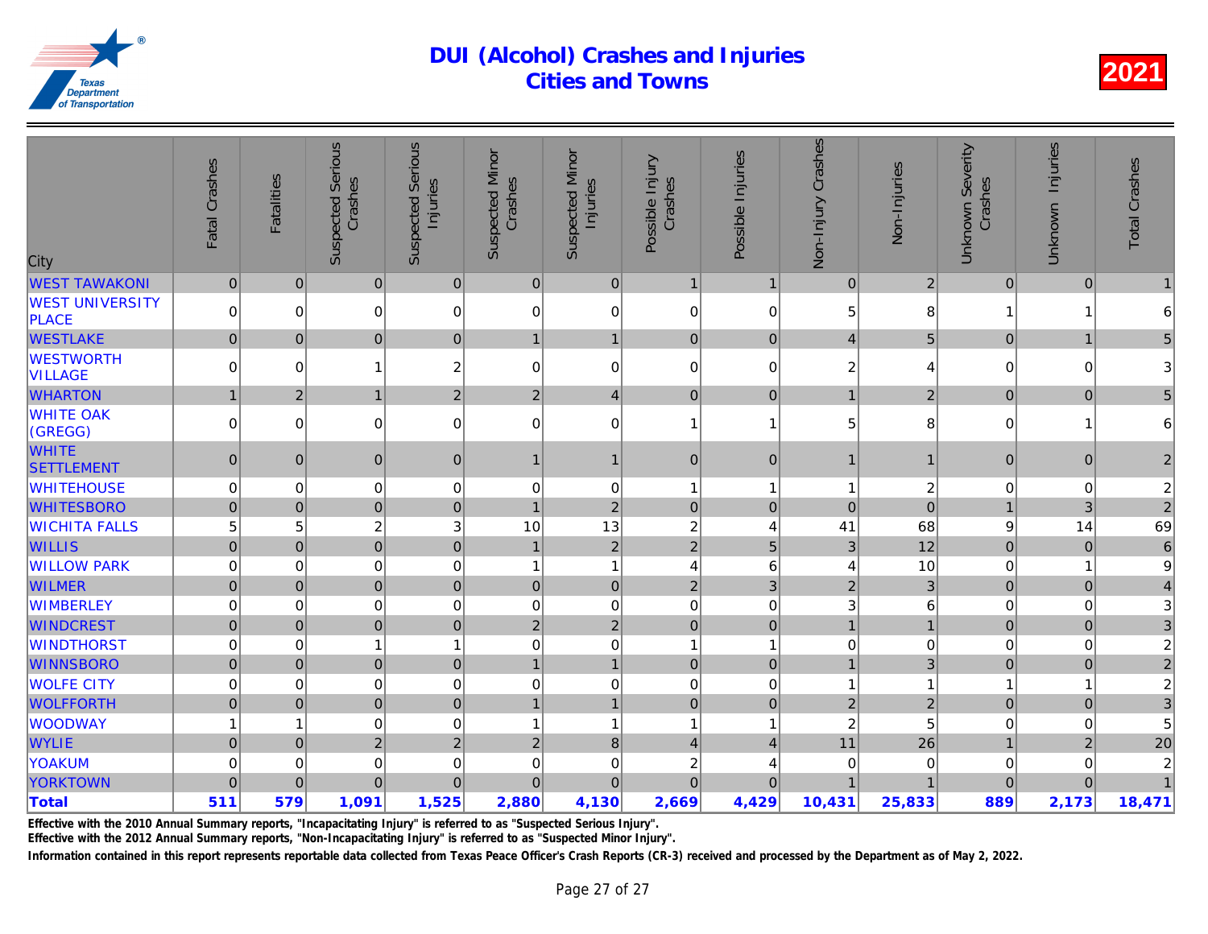# DUI (Alcohol) Crashes and Injuries Cities and Towns

2021

| City | Fatal Crashes | Fatalities | Suspected Serious Crashes | Suspected Serious Injuries | Suspected Minor Crashes | Suspected Minor Injuries | Possible Injury Crashes | Possible Injuries | Non-Injury Crashes | Non-Injuries | Unknown Severity Crashes | Unknown Injuries | Total Crashes |
|---|---|---|---|---|---|---|---|---|---|---|---|---|---|
| WEST TAWAKONI | 0 | 0 | 0 | 0 | 0 | 0 | 1 | 1 | 0 | 2 | 0 | 0 | 1 |
| WEST UNIVERSITY PLACE | 0 | 0 | 0 | 0 | 0 | 0 | 0 | 0 | 5 | 8 | 1 | 1 | 6 |
| WESTLAKE | 0 | 0 | 0 | 0 | 1 | 1 | 0 | 0 | 4 | 5 | 0 | 1 | 5 |
| WESTWORTH VILLAGE | 0 | 0 | 1 | 2 | 0 | 0 | 0 | 0 | 2 | 4 | 0 | 0 | 3 |
| WHARTON | 1 | 2 | 1 | 2 | 2 | 4 | 0 | 0 | 1 | 2 | 0 | 0 | 5 |
| WHITE OAK (GREGG) | 0 | 0 | 0 | 0 | 0 | 0 | 1 | 1 | 5 | 8 | 0 | 1 | 6 |
| WHITE SETTLEMENT | 0 | 0 | 0 | 0 | 1 | 1 | 0 | 0 | 1 | 1 | 0 | 0 | 2 |
| WHITEHOUSE | 0 | 0 | 0 | 0 | 0 | 0 | 1 | 1 | 1 | 2 | 0 | 0 | 2 |
| WHITESBORO | 0 | 0 | 0 | 0 | 1 | 2 | 0 | 0 | 0 | 0 | 1 | 3 | 2 |
| WICHITA FALLS | 5 | 5 | 2 | 3 | 10 | 13 | 2 | 4 | 41 | 68 | 9 | 14 | 69 |
| WILLIS | 0 | 0 | 0 | 0 | 1 | 2 | 2 | 5 | 3 | 12 | 0 | 0 | 6 |
| WILLOW PARK | 0 | 0 | 0 | 0 | 1 | 1 | 4 | 6 | 4 | 10 | 0 | 1 | 9 |
| WILMER | 0 | 0 | 0 | 0 | 0 | 0 | 2 | 3 | 2 | 3 | 0 | 0 | 4 |
| WIMBERLEY | 0 | 0 | 0 | 0 | 0 | 0 | 0 | 0 | 3 | 6 | 0 | 0 | 3 |
| WINDCREST | 0 | 0 | 0 | 0 | 2 | 2 | 0 | 0 | 1 | 1 | 0 | 0 | 3 |
| WINDTHORST | 0 | 0 | 1 | 1 | 0 | 0 | 1 | 1 | 0 | 0 | 0 | 0 | 2 |
| WINNSBORO | 0 | 0 | 0 | 0 | 1 | 1 | 0 | 0 | 1 | 3 | 0 | 0 | 2 |
| WOLFE CITY | 0 | 0 | 0 | 0 | 0 | 0 | 0 | 0 | 1 | 1 | 1 | 1 | 2 |
| WOLFFORTH | 0 | 0 | 0 | 0 | 1 | 1 | 0 | 0 | 2 | 2 | 0 | 0 | 3 |
| WOODWAY | 1 | 1 | 0 | 0 | 1 | 1 | 1 | 1 | 2 | 5 | 0 | 0 | 5 |
| WYLIE | 0 | 0 | 2 | 2 | 2 | 8 | 4 | 4 | 11 | 26 | 1 | 2 | 20 |
| YOAKUM | 0 | 0 | 0 | 0 | 0 | 0 | 2 | 4 | 0 | 0 | 0 | 0 | 2 |
| YORKTOWN | 0 | 0 | 0 | 0 | 0 | 0 | 0 | 0 | 1 | 1 | 0 | 0 | 1 |
| **Total** | **511** | **579** | **1,091** | **1,525** | **2,880** | **4,130** | **2,669** | **4,429** | **10,431** | **25,833** | **889** | **2,173** | **18,471** |

Effective with the 2010 Annual Summary reports, "Incapacitating Injury" is referred to as "Suspected Serious Injury".

Effective with the 2012 Annual Summary reports, "Non-Incapacitating Injury" is referred to as "Suspected Minor Injury".

Information contained in this report represents reportable data collected from Texas Peace Officer's Crash Reports (CR-3) received and processed by the Department as of May 2, 2022.